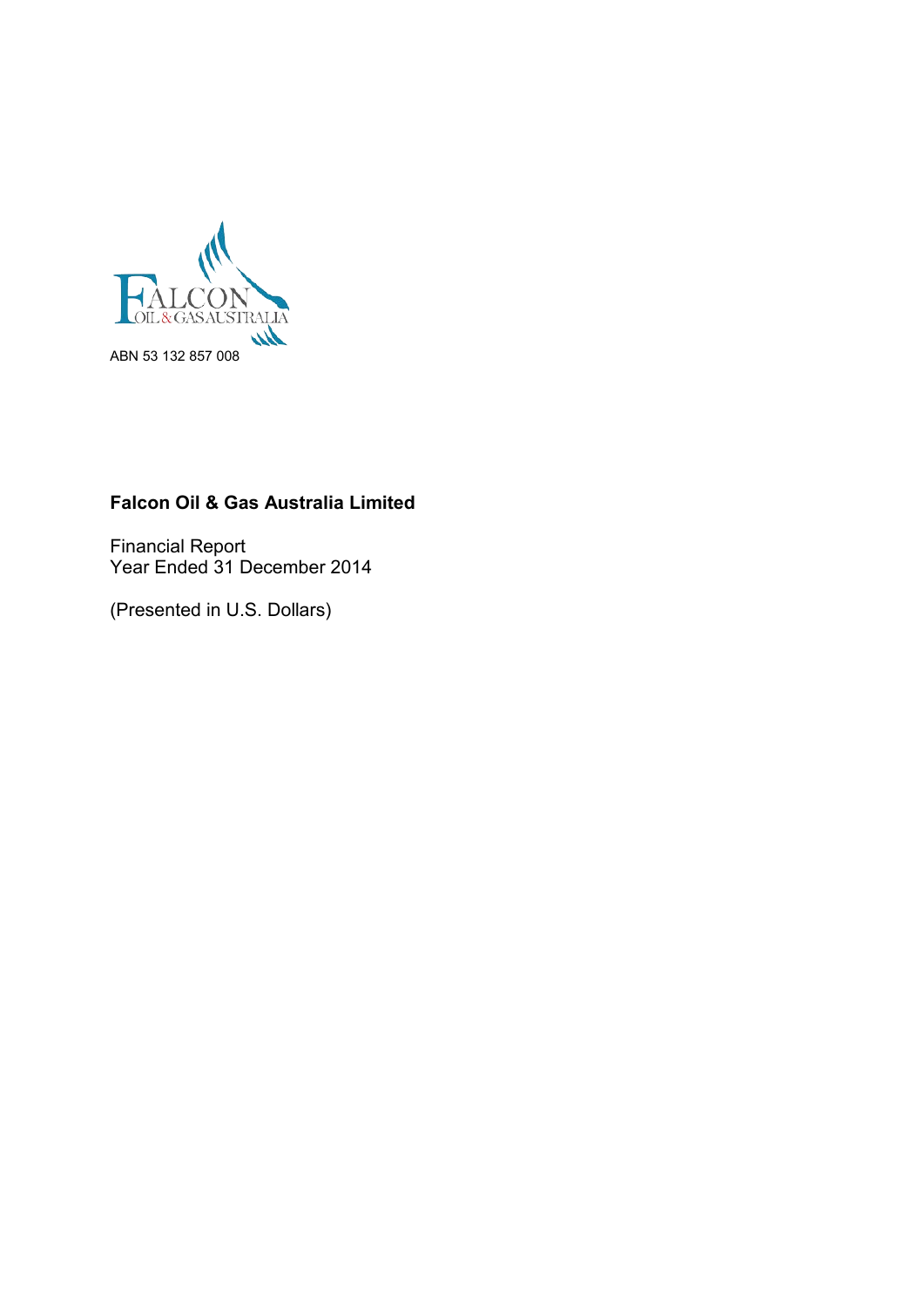ABN 53 132 857 008

**Falcon Oil & Gas Australia Limited**

Financial Report
Year Ended 31 December 2014

(Presented in U.S. Dollars)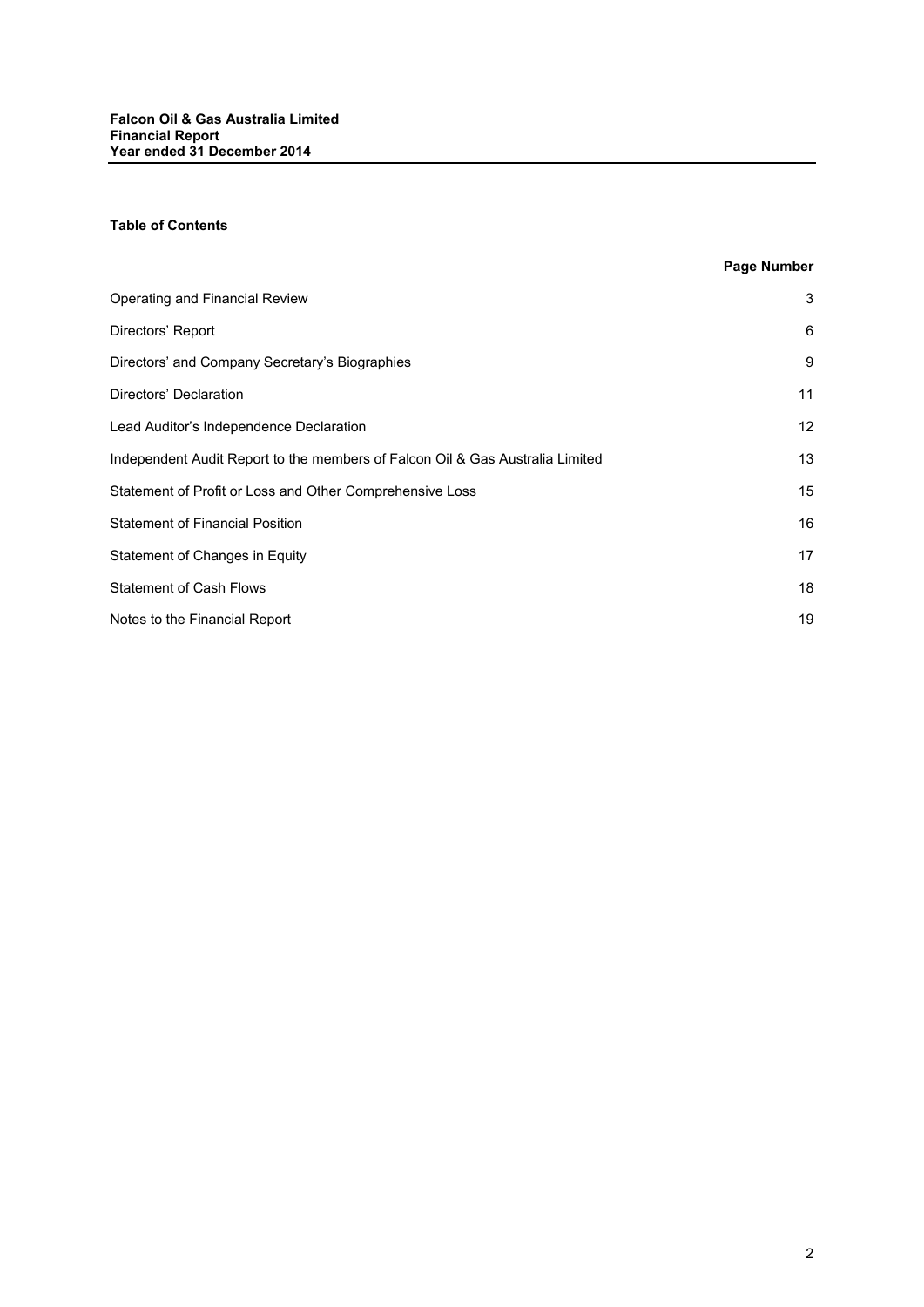**Falcon Oil & Gas Australia Limited**
**Financial Report**
**Year ended 31 December 2014**

**Table of Contents**

| | Page Number |
|---|---|
| Operating and Financial Review | 3 |
| Directors' Report | 6 |
| Directors' and Company Secretary's Biographies | 9 |
| Directors' Declaration | 11 |
| Lead Auditor's Independence Declaration | 12 |
| Independent Audit Report to the members of Falcon Oil & Gas Australia Limited | 13 |
| Statement of Profit or Loss and Other Comprehensive Loss | 15 |
| Statement of Financial Position | 16 |
| Statement of Changes in Equity | 17 |
| Statement of Cash Flows | 18 |
| Notes to the Financial Report | 19 |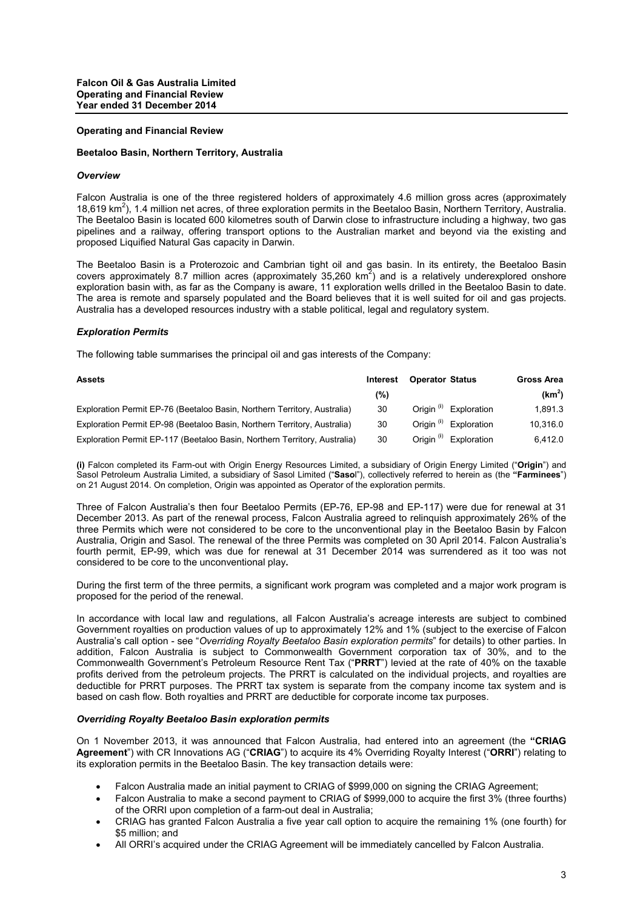## Operating and Financial Review

### Beetaloo Basin, Northern Territory, Australia

#### *Overview*

Falcon Australia is one of the three registered holders of approximately 4.6 million gross acres (approximately 18,619 $km^2$), 1.4 million net acres, of three exploration permits in the Beetaloo Basin, Northern Territory, Australia. The Beetaloo Basin is located 600 kilometres south of Darwin close to infrastructure including a highway, two gas pipelines and a railway, offering transport options to the Australian market and beyond via the existing and proposed Liquified Natural Gas capacity in Darwin.

The Beetaloo Basin is a Proterozoic and Cambrian tight oil and gas basin. In its entirety, the Beetaloo Basin covers approximately 8.7 million acres (approximately 35,260 $km^2$) and is a relatively underexplored onshore exploration basin with, as far as the Company is aware, 11 exploration wells drilled in the Beetaloo Basin to date. The area is remote and sparsely populated and the Board believes that it is well suited for oil and gas projects. Australia has a developed resources industry with a stable political, legal and regulatory system.

#### *Exploration Permits*

The following table summarises the principal oil and gas interests of the Company:

| Assets | Interest (%) | Operator | Status | Gross Area ($km^2$) |
|---|---|---|---|---|
| Exploration Permit EP-76 (Beetaloo Basin, Northern Territory, Australia) | 30 | Origin [(i)] | Exploration | 1,891.3 |
| Exploration Permit EP-98 (Beetaloo Basin, Northern Territory, Australia) | 30 | Origin [(i)] | Exploration | 10,316.0 |
| Exploration Permit EP-117 (Beetaloo Basin, Northern Territory, Australia) | 30 | Origin [(i)] | Exploration | 6,412.0 |

**(i)** Falcon completed its Farm-out with Origin Energy Resources Limited, a subsidiary of Origin Energy Limited ("**Origin**") and Sasol Petroleum Australia Limited, a subsidiary of Sasol Limited ("**Sasol**"), collectively referred to herein as (the **"Farminees"**) on 21 August 2014. On completion, Origin was appointed as Operator of the exploration permits.

Three of Falcon Australia's then four Beetaloo Permits (EP-76, EP-98 and EP-117) were due for renewal at 31 December 2013. As part of the renewal process, Falcon Australia agreed to relinquish approximately 26% of the three Permits which were not considered to be core to the unconventional play in the Beetaloo Basin by Falcon Australia, Origin and Sasol. The renewal of the three Permits was completed on 30 April 2014. Falcon Australia's fourth permit, EP-99, which was due for renewal at 31 December 2014 was surrendered as it too was not considered to be core to the unconventional play**.**

During the first term of the three permits, a significant work program was completed and a major work program is proposed for the period of the renewal.

In accordance with local law and regulations, all Falcon Australia's acreage interests are subject to combined Government royalties on production values of up to approximately 12% and 1% (subject to the exercise of Falcon Australia's call option - see "*Overriding Royalty Beetaloo Basin exploration permits*" for details) to other parties. In addition, Falcon Australia is subject to Commonwealth Government corporation tax of 30%, and to the Commonwealth Government's Petroleum Resource Rent Tax ("**PRRT**") levied at the rate of 40% on the taxable profits derived from the petroleum projects. The PRRT is calculated on the individual projects, and royalties are deductible for PRRT purposes. The PRRT tax system is separate from the company income tax system and is based on cash flow. Both royalties and PRRT are deductible for corporate income tax purposes.

#### *Overriding Royalty Beetaloo Basin exploration permits*

On 1 November 2013, it was announced that Falcon Australia, had entered into an agreement (the **"CRIAG Agreement**") with CR Innovations AG ("**CRIAG**") to acquire its 4% Overriding Royalty Interest ("**ORRI**") relating to its exploration permits in the Beetaloo Basin. The key transaction details were:

- Falcon Australia made an initial payment to CRIAG of $999,000 on signing the CRIAG Agreement;
- Falcon Australia to make a second payment to CRIAG of $999,000 to acquire the first 3% (three fourths) of the ORRI upon completion of a farm-out deal in Australia;
- CRIAG has granted Falcon Australia a five year call option to acquire the remaining 1% (one fourth) for $5 million; and
- All ORRI's acquired under the CRIAG Agreement will be immediately cancelled by Falcon Australia.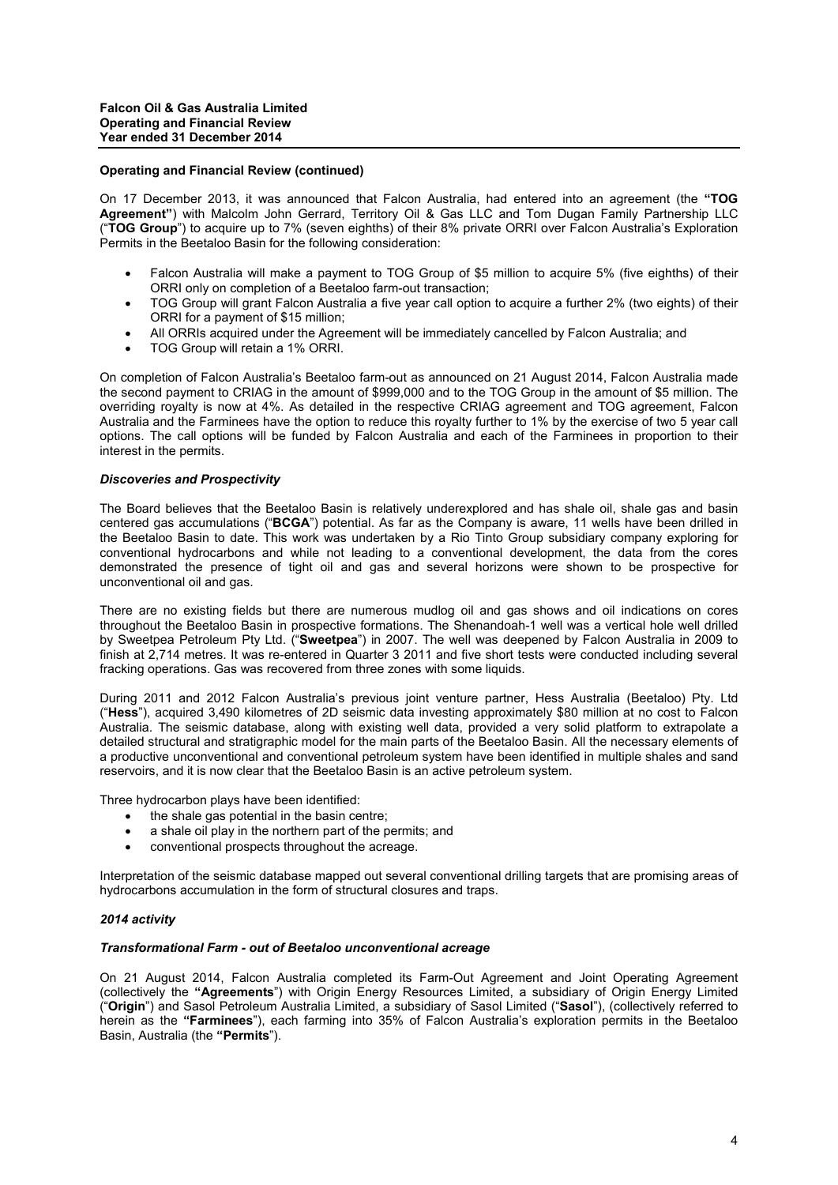**Operating and Financial Review (continued)**

On 17 December 2013, it was announced that Falcon Australia, had entered into an agreement (the **"TOG Agreement"**) with Malcolm John Gerrard, Territory Oil & Gas LLC and Tom Dugan Family Partnership LLC ("**TOG Group**") to acquire up to 7% (seven eighths) of their 8% private ORRI over Falcon Australia's Exploration Permits in the Beetaloo Basin for the following consideration:

- Falcon Australia will make a payment to TOG Group of $5 million to acquire 5% (five eighths) of their ORRI only on completion of a Beetaloo farm-out transaction;
- TOG Group will grant Falcon Australia a five year call option to acquire a further 2% (two eights) of their ORRI for a payment of $15 million;
- All ORRIs acquired under the Agreement will be immediately cancelled by Falcon Australia; and
- TOG Group will retain a 1% ORRI.

On completion of Falcon Australia's Beetaloo farm-out as announced on 21 August 2014, Falcon Australia made the second payment to CRIAG in the amount of $999,000 and to the TOG Group in the amount of $5 million. The overriding royalty is now at 4%. As detailed in the respective CRIAG agreement and TOG agreement, Falcon Australia and the Farminees have the option to reduce this royalty further to 1% by the exercise of two 5 year call options. The call options will be funded by Falcon Australia and each of the Farminees in proportion to their interest in the permits.

***Discoveries and Prospectivity***

The Board believes that the Beetaloo Basin is relatively underexplored and has shale oil, shale gas and basin centered gas accumulations ("**BCGA**") potential. As far as the Company is aware, 11 wells have been drilled in the Beetaloo Basin to date. This work was undertaken by a Rio Tinto Group subsidiary company exploring for conventional hydrocarbons and while not leading to a conventional development, the data from the cores demonstrated the presence of tight oil and gas and several horizons were shown to be prospective for unconventional oil and gas.

There are no existing fields but there are numerous mudlog oil and gas shows and oil indications on cores throughout the Beetaloo Basin in prospective formations. The Shenandoah-1 well was a vertical hole well drilled by Sweetpea Petroleum Pty Ltd. ("**Sweetpea**") in 2007. The well was deepened by Falcon Australia in 2009 to finish at 2,714 metres. It was re-entered in Quarter 3 2011 and five short tests were conducted including several fracking operations. Gas was recovered from three zones with some liquids.

During 2011 and 2012 Falcon Australia's previous joint venture partner, Hess Australia (Beetaloo) Pty. Ltd ("**Hess**"), acquired 3,490 kilometres of 2D seismic data investing approximately $80 million at no cost to Falcon Australia. The seismic database, along with existing well data, provided a very solid platform to extrapolate a detailed structural and stratigraphic model for the main parts of the Beetaloo Basin. All the necessary elements of a productive unconventional and conventional petroleum system have been identified in multiple shales and sand reservoirs, and it is now clear that the Beetaloo Basin is an active petroleum system.

Three hydrocarbon plays have been identified:

- the shale gas potential in the basin centre;
- a shale oil play in the northern part of the permits; and
- conventional prospects throughout the acreage.

Interpretation of the seismic database mapped out several conventional drilling targets that are promising areas of hydrocarbons accumulation in the form of structural closures and traps.

***2014 activity***

***Transformational Farm - out of Beetaloo unconventional acreage***

On 21 August 2014, Falcon Australia completed its Farm-Out Agreement and Joint Operating Agreement (collectively the **"Agreements"**) with Origin Energy Resources Limited, a subsidiary of Origin Energy Limited ("**Origin**") and Sasol Petroleum Australia Limited, a subsidiary of Sasol Limited ("**Sasol**"), (collectively referred to herein as the **"Farminees"**), each farming into 35% of Falcon Australia's exploration permits in the Beetaloo Basin, Australia (the **"Permits"**).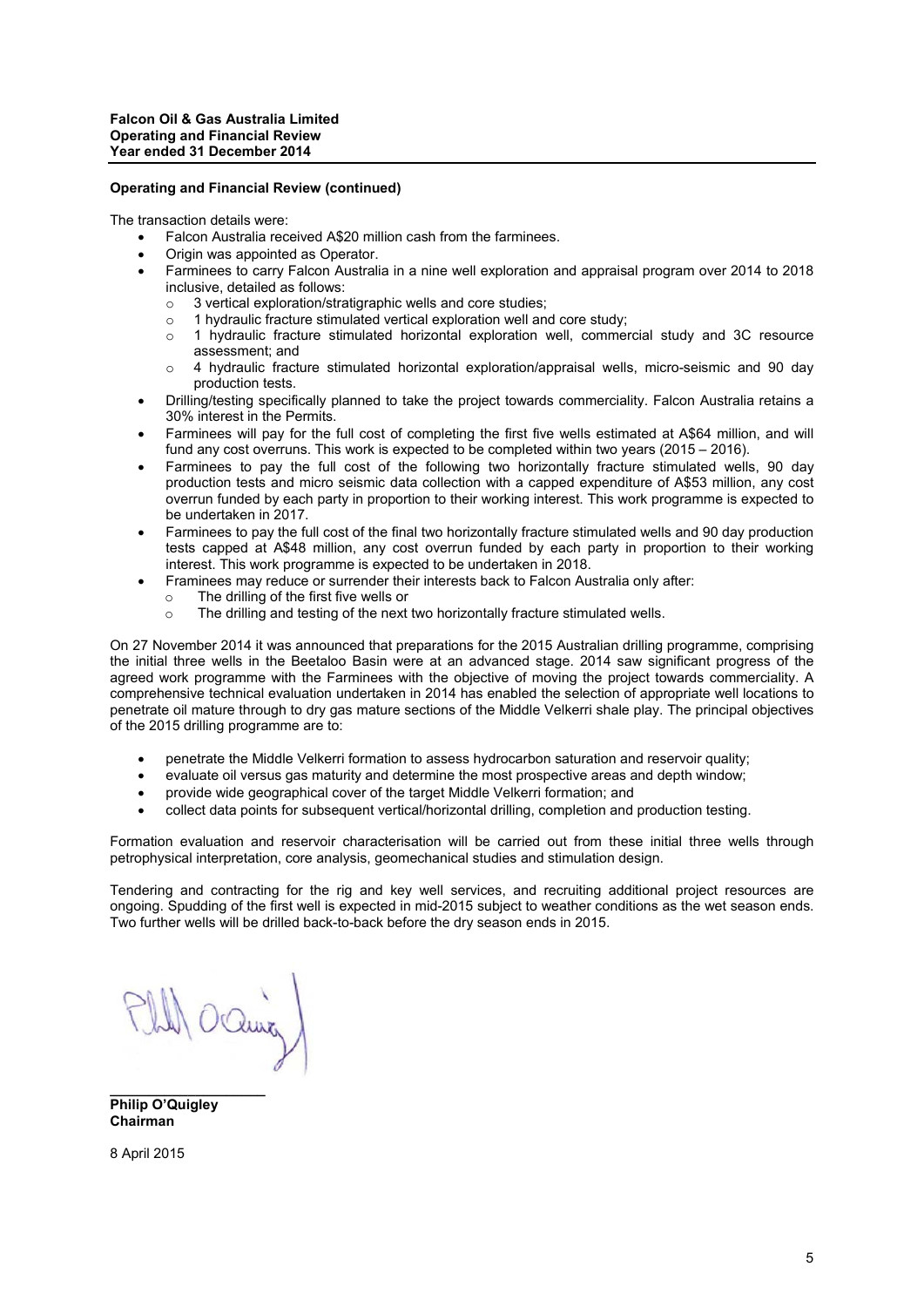**Operating and Financial Review (continued)**

The transaction details were:

- Falcon Australia received A$20 million cash from the farminees.
- Origin was appointed as Operator.
- Farminees to carry Falcon Australia in a nine well exploration and appraisal program over 2014 to 2018 inclusive, detailed as follows:
  - 3 vertical exploration/stratigraphic wells and core studies;
  - 1 hydraulic fracture stimulated vertical exploration well and core study;
  - 1 hydraulic fracture stimulated horizontal exploration well, commercial study and 3C resource assessment; and
  - 4 hydraulic fracture stimulated horizontal exploration/appraisal wells, micro-seismic and 90 day production tests.
- Drilling/testing specifically planned to take the project towards commerciality. Falcon Australia retains a 30% interest in the Permits.
- Farminees will pay for the full cost of completing the first five wells estimated at A$64 million, and will fund any cost overruns. This work is expected to be completed within two years (2015 – 2016).
- Farminees to pay the full cost of the following two horizontally fracture stimulated wells, 90 day production tests and micro seismic data collection with a capped expenditure of A$53 million, any cost overrun funded by each party in proportion to their working interest. This work programme is expected to be undertaken in 2017.
- Farminees to pay the full cost of the final two horizontally fracture stimulated wells and 90 day production tests capped at A$48 million, any cost overrun funded by each party in proportion to their working interest. This work programme is expected to be undertaken in 2018.
- Framinees may reduce or surrender their interests back to Falcon Australia only after:
  - The drilling of the first five wells or
  - The drilling and testing of the next two horizontally fracture stimulated wells.

On 27 November 2014 it was announced that preparations for the 2015 Australian drilling programme, comprising the initial three wells in the Beetaloo Basin were at an advanced stage. 2014 saw significant progress of the agreed work programme with the Farminees with the objective of moving the project towards commerciality. A comprehensive technical evaluation undertaken in 2014 has enabled the selection of appropriate well locations to penetrate oil mature through to dry gas mature sections of the Middle Velkerri shale play. The principal objectives of the 2015 drilling programme are to:

- penetrate the Middle Velkerri formation to assess hydrocarbon saturation and reservoir quality;
- evaluate oil versus gas maturity and determine the most prospective areas and depth window;
- provide wide geographical cover of the target Middle Velkerri formation; and
- collect data points for subsequent vertical/horizontal drilling, completion and production testing.

Formation evaluation and reservoir characterisation will be carried out from these initial three wells through petrophysical interpretation, core analysis, geomechanical studies and stimulation design.

Tendering and contracting for the rig and key well services, and recruiting additional project resources are ongoing. Spudding of the first well is expected in mid-2015 subject to weather conditions as the wet season ends. Two further wells will be drilled back-to-back before the dry season ends in 2015.

**Philip O'Quigley**
**Chairman**

8 April 2015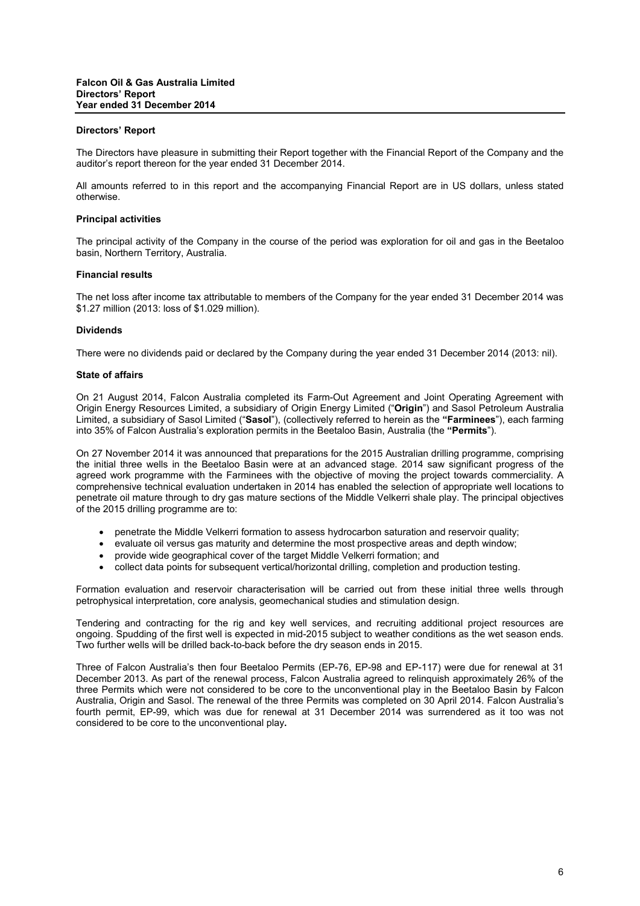## Directors' Report

The Directors have pleasure in submitting their Report together with the Financial Report of the Company and the auditor's report thereon for the year ended 31 December 2014.

All amounts referred to in this report and the accompanying Financial Report are in US dollars, unless stated otherwise.

### Principal activities

The principal activity of the Company in the course of the period was exploration for oil and gas in the Beetaloo basin, Northern Territory, Australia.

### Financial results

The net loss after income tax attributable to members of the Company for the year ended 31 December 2014 was \$1.27 million (2013: loss of \$1.029 million).

### Dividends

There were no dividends paid or declared by the Company during the year ended 31 December 2014 (2013: nil).

### State of affairs

On 21 August 2014, Falcon Australia completed its Farm-Out Agreement and Joint Operating Agreement with Origin Energy Resources Limited, a subsidiary of Origin Energy Limited ("**Origin**") and Sasol Petroleum Australia Limited, a subsidiary of Sasol Limited ("**Sasol**"), (collectively referred to herein as the **"Farminees**"), each farming into 35% of Falcon Australia's exploration permits in the Beetaloo Basin, Australia (the **"Permits**").

On 27 November 2014 it was announced that preparations for the 2015 Australian drilling programme, comprising the initial three wells in the Beetaloo Basin were at an advanced stage. 2014 saw significant progress of the agreed work programme with the Farminees with the objective of moving the project towards commerciality. A comprehensive technical evaluation undertaken in 2014 has enabled the selection of appropriate well locations to penetrate oil mature through to dry gas mature sections of the Middle Velkerri shale play. The principal objectives of the 2015 drilling programme are to:

- penetrate the Middle Velkerri formation to assess hydrocarbon saturation and reservoir quality;
- evaluate oil versus gas maturity and determine the most prospective areas and depth window;
- provide wide geographical cover of the target Middle Velkerri formation; and
- collect data points for subsequent vertical/horizontal drilling, completion and production testing.

Formation evaluation and reservoir characterisation will be carried out from these initial three wells through petrophysical interpretation, core analysis, geomechanical studies and stimulation design.

Tendering and contracting for the rig and key well services, and recruiting additional project resources are ongoing. Spudding of the first well is expected in mid-2015 subject to weather conditions as the wet season ends. Two further wells will be drilled back-to-back before the dry season ends in 2015.

Three of Falcon Australia's then four Beetaloo Permits (EP-76, EP-98 and EP-117) were due for renewal at 31 December 2013. As part of the renewal process, Falcon Australia agreed to relinquish approximately 26% of the three Permits which were not considered to be core to the unconventional play in the Beetaloo Basin by Falcon Australia, Origin and Sasol. The renewal of the three Permits was completed on 30 April 2014. Falcon Australia's fourth permit, EP-99, which was due for renewal at 31 December 2014 was surrendered as it too was not considered to be core to the unconventional play.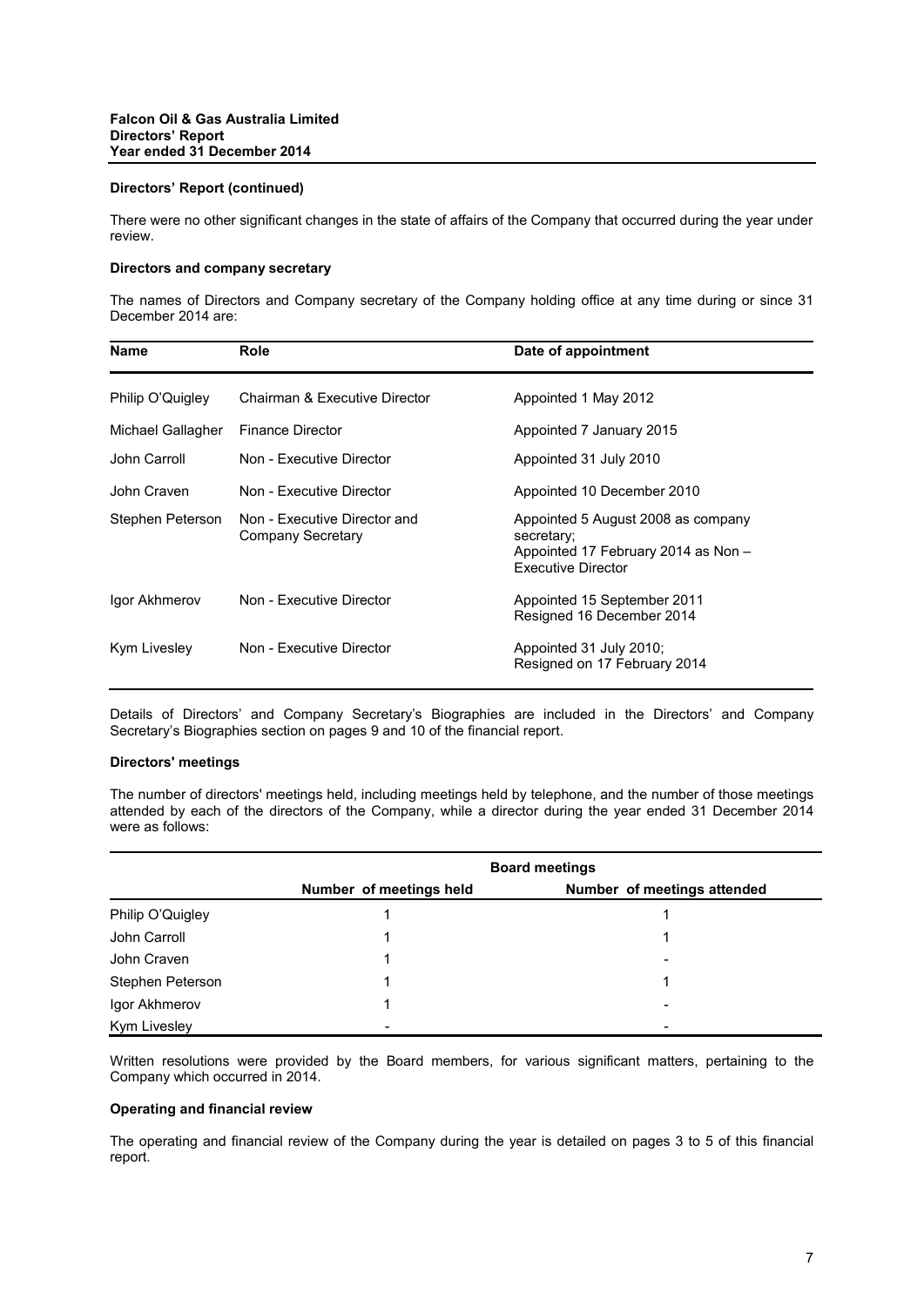**Falcon Oil & Gas Australia Limited**
**Directors' Report**
**Year ended 31 December 2014**

**Directors' Report (continued)**

There were no other significant changes in the state of affairs of the Company that occurred during the year under review.

**Directors and company secretary**

The names of Directors and Company secretary of the Company holding office at any time during or since 31 December 2014 are:

| Name | Role | Date of appointment |
|---|---|---|
| Philip O'Quigley | Chairman & Executive Director | Appointed 1 May 2012 |
| Michael Gallagher | Finance Director | Appointed 7 January 2015 |
| John Carroll | Non - Executive Director | Appointed 31 July 2010 |
| John Craven | Non - Executive Director | Appointed 10 December 2010 |
| Stephen Peterson | Non - Executive Director and Company Secretary | Appointed 5 August 2008 as company secretary; Appointed 17 February 2014 as Non – Executive Director |
| Igor Akhmerov | Non - Executive Director | Appointed 15 September 2011 Resigned 16 December 2014 |
| Kym Livesley | Non - Executive Director | Appointed 31 July 2010; Resigned on 17 February 2014 |

Details of Directors' and Company Secretary's Biographies are included in the Directors' and Company Secretary's Biographies section on pages 9 and 10 of the financial report.

**Directors' meetings**

The number of directors' meetings held, including meetings held by telephone, and the number of those meetings attended by each of the directors of the Company, while a director during the year ended 31 December 2014 were as follows:

| | Board meetings | |
|---|---|---|
| | Number of meetings held | Number of meetings attended |
| Philip O'Quigley | 1 | 1 |
| John Carroll | 1 | 1 |
| John Craven | 1 | - |
| Stephen Peterson | 1 | 1 |
| Igor Akhmerov | 1 | - |
| Kym Livesley | - | - |

Written resolutions were provided by the Board members, for various significant matters, pertaining to the Company which occurred in 2014.

**Operating and financial review**

The operating and financial review of the Company during the year is detailed on pages 3 to 5 of this financial report.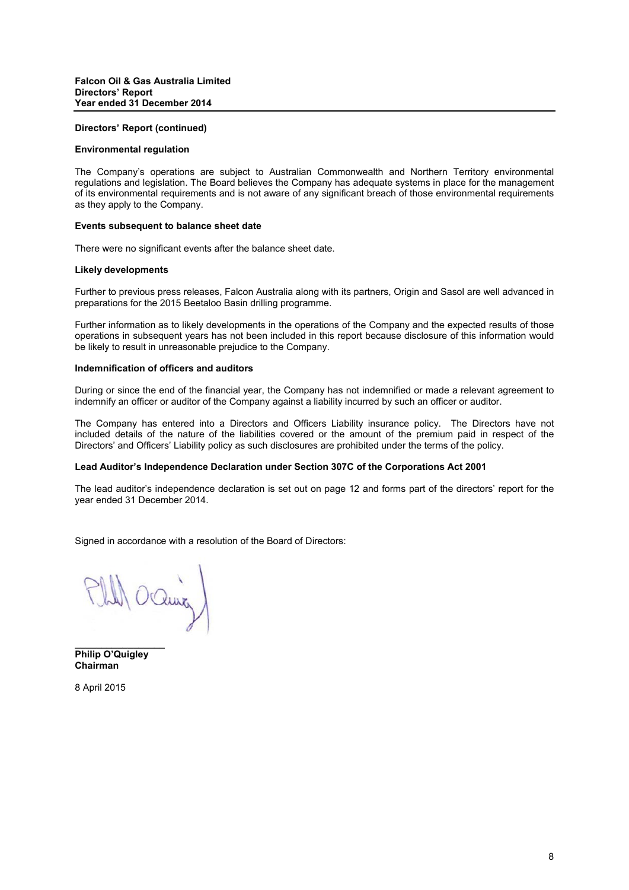## Directors' Report (continued)

### Environmental regulation

The Company's operations are subject to Australian Commonwealth and Northern Territory environmental regulations and legislation. The Board believes the Company has adequate systems in place for the management of its environmental requirements and is not aware of any significant breach of those environmental requirements as they apply to the Company.

### Events subsequent to balance sheet date

There were no significant events after the balance sheet date.

### Likely developments

Further to previous press releases, Falcon Australia along with its partners, Origin and Sasol are well advanced in preparations for the 2015 Beetaloo Basin drilling programme.

Further information as to likely developments in the operations of the Company and the expected results of those operations in subsequent years has not been included in this report because disclosure of this information would be likely to result in unreasonable prejudice to the Company.

### Indemnification of officers and auditors

During or since the end of the financial year, the Company has not indemnified or made a relevant agreement to indemnify an officer or auditor of the Company against a liability incurred by such an officer or auditor.

The Company has entered into a Directors and Officers Liability insurance policy. The Directors have not included details of the nature of the liabilities covered or the amount of the premium paid in respect of the Directors' and Officers' Liability policy as such disclosures are prohibited under the terms of the policy.

### Lead Auditor's Independence Declaration under Section 307C of the Corporations Act 2001

The lead auditor's independence declaration is set out on page 12 and forms part of the directors' report for the year ended 31 December 2014.

Signed in accordance with a resolution of the Board of Directors:

**Philip O'Quigley**
**Chairman**

8 April 2015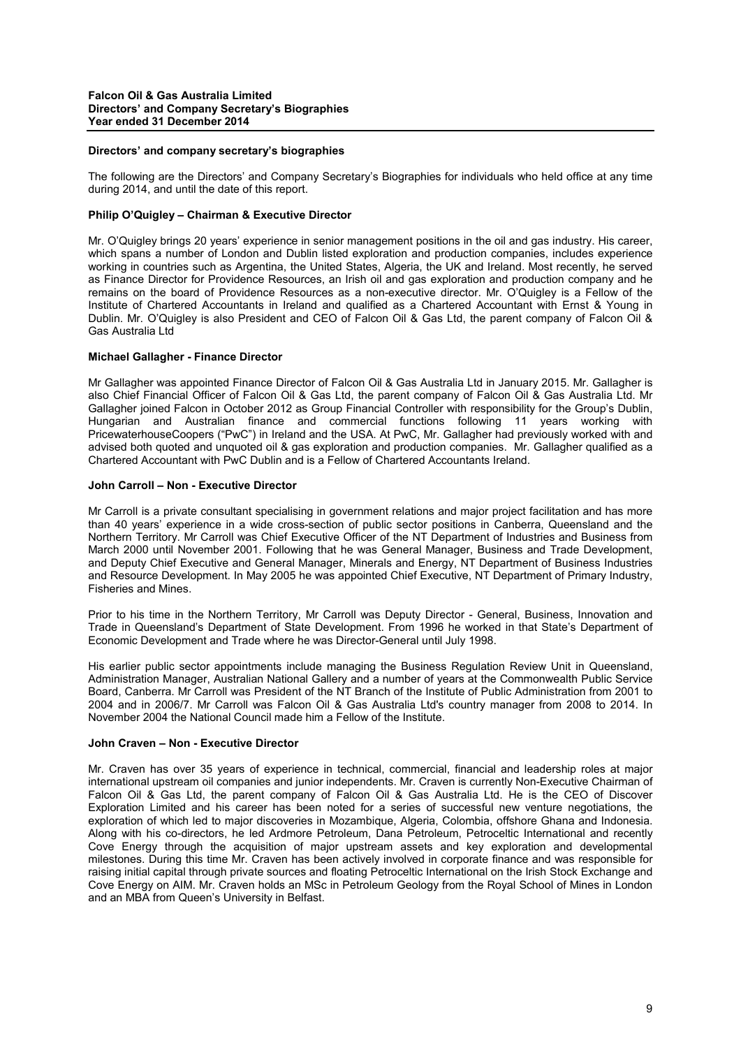## Directors' and company secretary's biographies

The following are the Directors' and Company Secretary's Biographies for individuals who held office at any time during 2014, and until the date of this report.

### Philip O'Quigley – Chairman & Executive Director

Mr. O'Quigley brings 20 years' experience in senior management positions in the oil and gas industry. His career, which spans a number of London and Dublin listed exploration and production companies, includes experience working in countries such as Argentina, the United States, Algeria, the UK and Ireland. Most recently, he served as Finance Director for Providence Resources, an Irish oil and gas exploration and production company and he remains on the board of Providence Resources as a non-executive director. Mr. O'Quigley is a Fellow of the Institute of Chartered Accountants in Ireland and qualified as a Chartered Accountant with Ernst & Young in Dublin. Mr. O'Quigley is also President and CEO of Falcon Oil & Gas Ltd, the parent company of Falcon Oil & Gas Australia Ltd

### Michael Gallagher - Finance Director

Mr Gallagher was appointed Finance Director of Falcon Oil & Gas Australia Ltd in January 2015. Mr. Gallagher is also Chief Financial Officer of Falcon Oil & Gas Ltd, the parent company of Falcon Oil & Gas Australia Ltd. Mr Gallagher joined Falcon in October 2012 as Group Financial Controller with responsibility for the Group's Dublin, Hungarian and Australian finance and commercial functions following 11 years working with PricewaterhouseCoopers ("PwC") in Ireland and the USA. At PwC, Mr. Gallagher had previously worked with and advised both quoted and unquoted oil & gas exploration and production companies. Mr. Gallagher qualified as a Chartered Accountant with PwC Dublin and is a Fellow of Chartered Accountants Ireland.

### John Carroll – Non - Executive Director

Mr Carroll is a private consultant specialising in government relations and major project facilitation and has more than 40 years' experience in a wide cross-section of public sector positions in Canberra, Queensland and the Northern Territory. Mr Carroll was Chief Executive Officer of the NT Department of Industries and Business from March 2000 until November 2001. Following that he was General Manager, Business and Trade Development, and Deputy Chief Executive and General Manager, Minerals and Energy, NT Department of Business Industries and Resource Development. In May 2005 he was appointed Chief Executive, NT Department of Primary Industry, Fisheries and Mines.

Prior to his time in the Northern Territory, Mr Carroll was Deputy Director - General, Business, Innovation and Trade in Queensland's Department of State Development. From 1996 he worked in that State's Department of Economic Development and Trade where he was Director-General until July 1998.

His earlier public sector appointments include managing the Business Regulation Review Unit in Queensland, Administration Manager, Australian National Gallery and a number of years at the Commonwealth Public Service Board, Canberra. Mr Carroll was President of the NT Branch of the Institute of Public Administration from 2001 to 2004 and in 2006/7. Mr Carroll was Falcon Oil & Gas Australia Ltd's country manager from 2008 to 2014. In November 2004 the National Council made him a Fellow of the Institute.

### John Craven – Non - Executive Director

Mr. Craven has over 35 years of experience in technical, commercial, financial and leadership roles at major international upstream oil companies and junior independents. Mr. Craven is currently Non-Executive Chairman of Falcon Oil & Gas Ltd, the parent company of Falcon Oil & Gas Australia Ltd. He is the CEO of Discover Exploration Limited and his career has been noted for a series of successful new venture negotiations, the exploration of which led to major discoveries in Mozambique, Algeria, Colombia, offshore Ghana and Indonesia. Along with his co-directors, he led Ardmore Petroleum, Dana Petroleum, Petroceltic International and recently Cove Energy through the acquisition of major upstream assets and key exploration and developmental milestones. During this time Mr. Craven has been actively involved in corporate finance and was responsible for raising initial capital through private sources and floating Petroceltic International on the Irish Stock Exchange and Cove Energy on AIM. Mr. Craven holds an MSc in Petroleum Geology from the Royal School of Mines in London and an MBA from Queen's University in Belfast.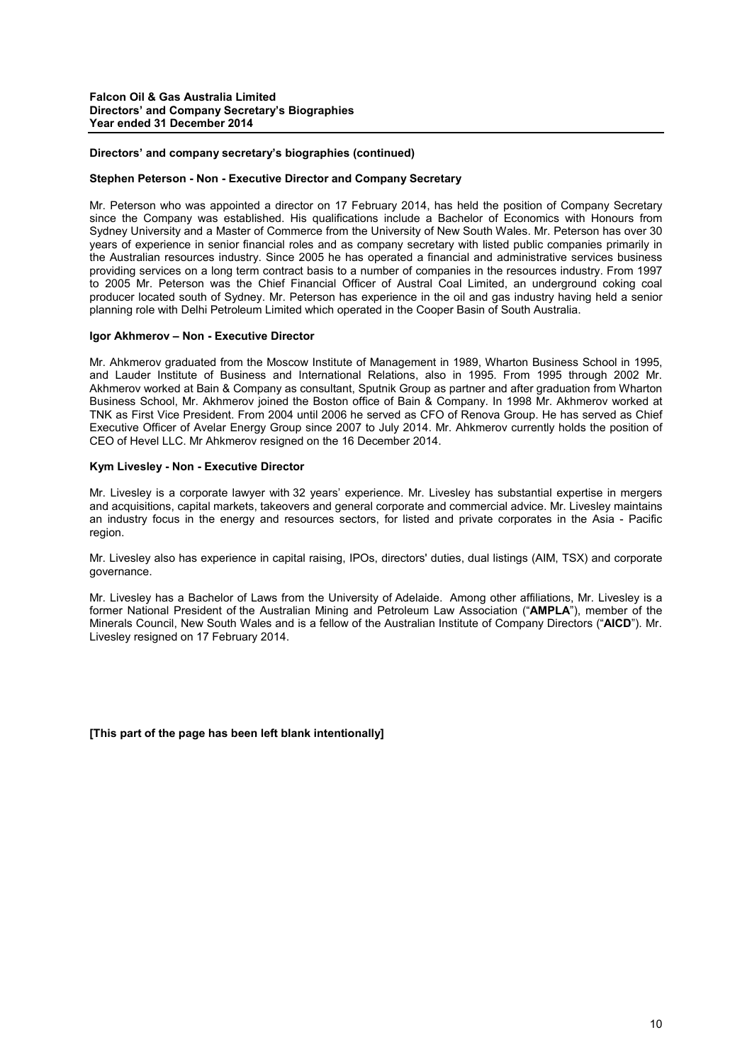## Directors' and company secretary's biographies (continued)

### Stephen Peterson - Non - Executive Director and Company Secretary

Mr. Peterson who was appointed a director on 17 February 2014, has held the position of Company Secretary since the Company was established. His qualifications include a Bachelor of Economics with Honours from Sydney University and a Master of Commerce from the University of New South Wales. Mr. Peterson has over 30 years of experience in senior financial roles and as company secretary with listed public companies primarily in the Australian resources industry. Since 2005 he has operated a financial and administrative services business providing services on a long term contract basis to a number of companies in the resources industry. From 1997 to 2005 Mr. Peterson was the Chief Financial Officer of Austral Coal Limited, an underground coking coal producer located south of Sydney. Mr. Peterson has experience in the oil and gas industry having held a senior planning role with Delhi Petroleum Limited which operated in the Cooper Basin of South Australia.

### Igor Akhmerov – Non - Executive Director

Mr. Ahkmerov graduated from the Moscow Institute of Management in 1989, Wharton Business School in 1995, and Lauder Institute of Business and International Relations, also in 1995. From 1995 through 2002 Mr. Akhmerov worked at Bain & Company as consultant, Sputnik Group as partner and after graduation from Wharton Business School, Mr. Akhmerov joined the Boston office of Bain & Company. In 1998 Mr. Akhmerov worked at TNK as First Vice President. From 2004 until 2006 he served as CFO of Renova Group. He has served as Chief Executive Officer of Avelar Energy Group since 2007 to July 2014. Mr. Ahkmerov currently holds the position of CEO of Hevel LLC. Mr Ahkmerov resigned on the 16 December 2014.

### Kym Livesley - Non - Executive Director

Mr. Livesley is a corporate lawyer with 32 years' experience. Mr. Livesley has substantial expertise in mergers and acquisitions, capital markets, takeovers and general corporate and commercial advice. Mr. Livesley maintains an industry focus in the energy and resources sectors, for listed and private corporates in the Asia - Pacific region.

Mr. Livesley also has experience in capital raising, IPOs, directors' duties, dual listings (AIM, TSX) and corporate governance.

Mr. Livesley has a Bachelor of Laws from the University of Adelaide. Among other affiliations, Mr. Livesley is a former National President of the Australian Mining and Petroleum Law Association ("**AMPLA**"), member of the Minerals Council, New South Wales and is a fellow of the Australian Institute of Company Directors ("**AICD**"). Mr. Livesley resigned on 17 February 2014.

**[This part of the page has been left blank intentionally]**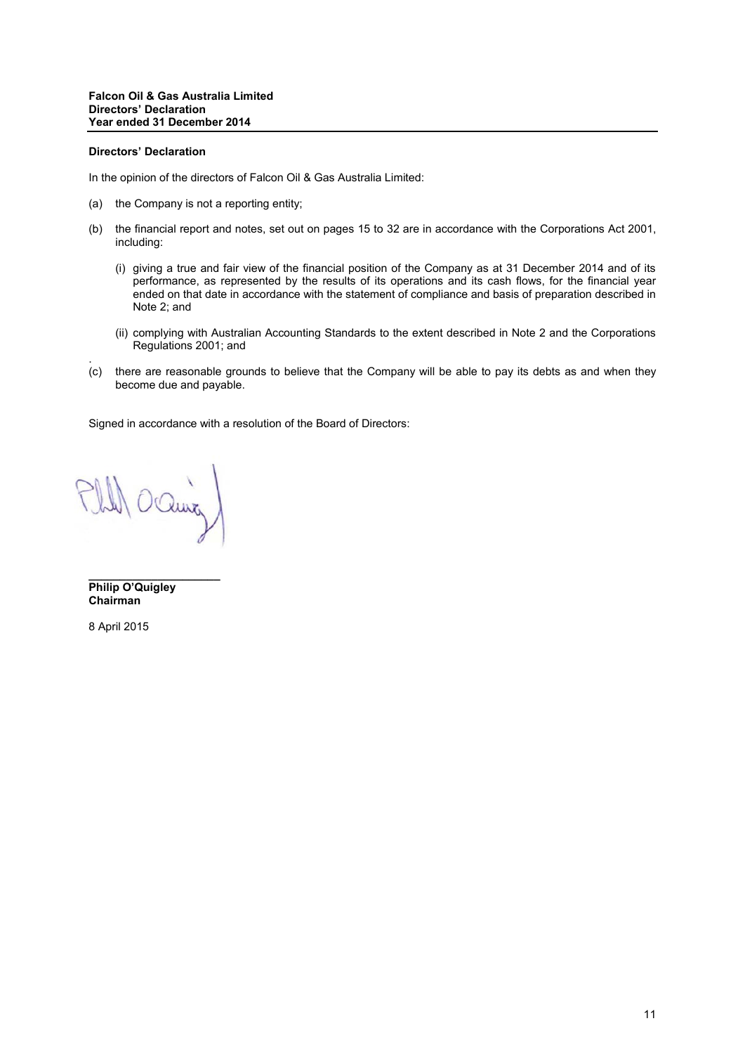**Falcon Oil & Gas Australia Limited**
**Directors' Declaration**
**Year ended 31 December 2014**

## Directors' Declaration

In the opinion of the directors of Falcon Oil & Gas Australia Limited:

(a) the Company is not a reporting entity;

(b) the financial report and notes, set out on pages 15 to 32 are in accordance with the Corporations Act 2001, including:

   (i) giving a true and fair view of the financial position of the Company as at 31 December 2014 and of its performance, as represented by the results of its operations and its cash flows, for the financial year ended on that date in accordance with the statement of compliance and basis of preparation described in Note 2; and

   (ii) complying with Australian Accounting Standards to the extent described in Note 2 and the Corporations Regulations 2001; and

(c) there are reasonable grounds to believe that the Company will be able to pay its debts as and when they become due and payable.

Signed in accordance with a resolution of the Board of Directors:

**Philip O'Quigley**
**Chairman**

8 April 2015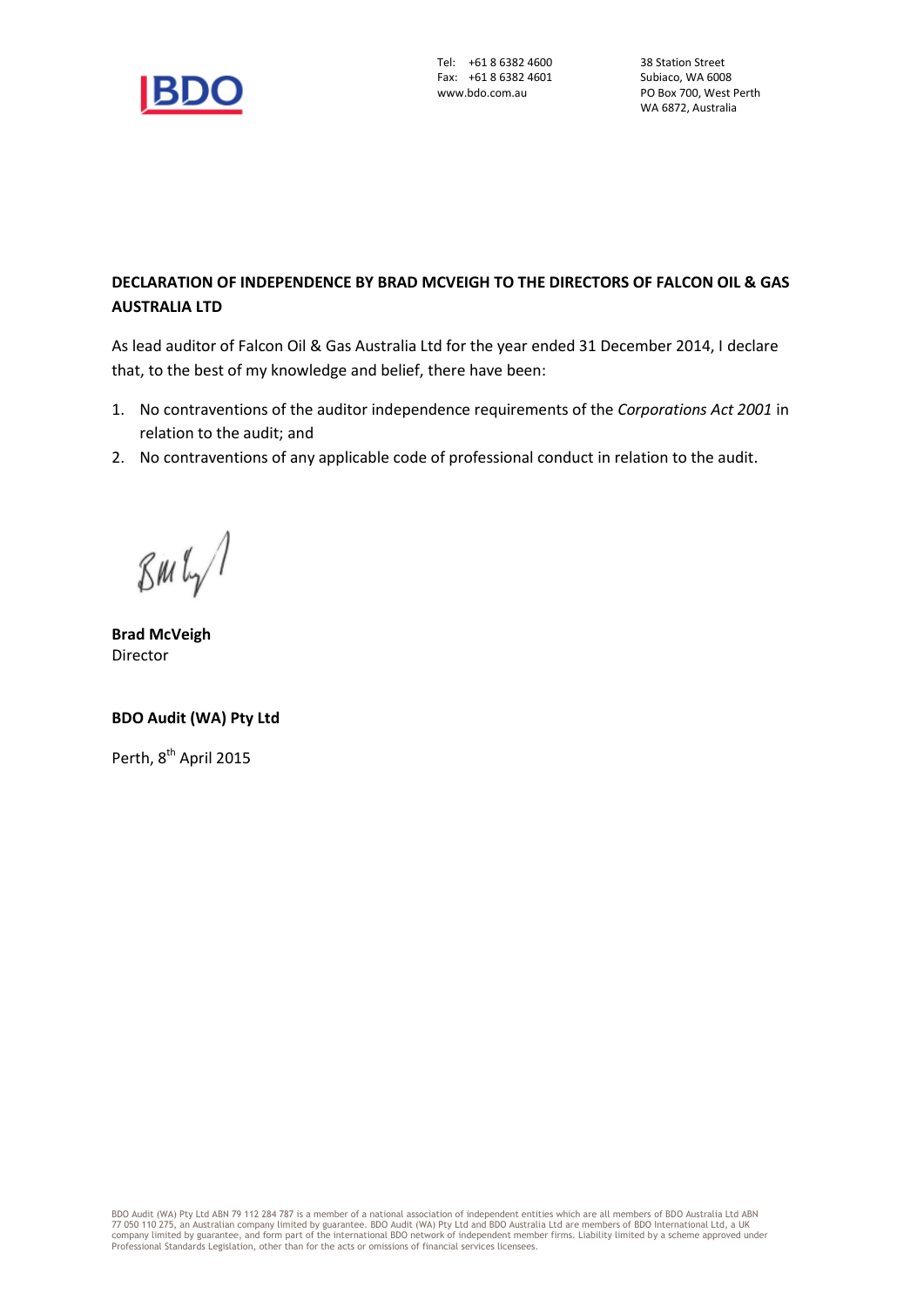Tel: +61 8 6382 4600
Fax: +61 8 6382 4601
www.bdo.com.au

38 Station Street
Subiaco, WA 6008
PO Box 700, West Perth
WA 6872, Australia

**DECLARATION OF INDEPENDENCE BY BRAD MCVEIGH TO THE DIRECTORS OF FALCON OIL & GAS AUSTRALIA LTD**

As lead auditor of Falcon Oil & Gas Australia Ltd for the year ended 31 December 2014, I declare that, to the best of my knowledge and belief, there have been:

1. No contraventions of the auditor independence requirements of the *Corporations Act 2001* in relation to the audit; and
2. No contraventions of any applicable code of professional conduct in relation to the audit.

**Brad McVeigh**
Director

**BDO Audit (WA) Pty Ltd**

Perth, 8th April 2015

BDO Audit (WA) Pty Ltd ABN 79 112 284 787 is a member of a national association of independent entities which are all members of BDO Australia Ltd ABN 77 050 110 275, an Australian company limited by guarantee. BDO Audit (WA) Pty Ltd and BDO Australia Ltd are members of BDO International Ltd, a UK company limited by guarantee, and form part of the international BDO network of independent member firms. Liability limited by a scheme approved under Professional Standards Legislation, other than for the acts or omissions of financial services licensees.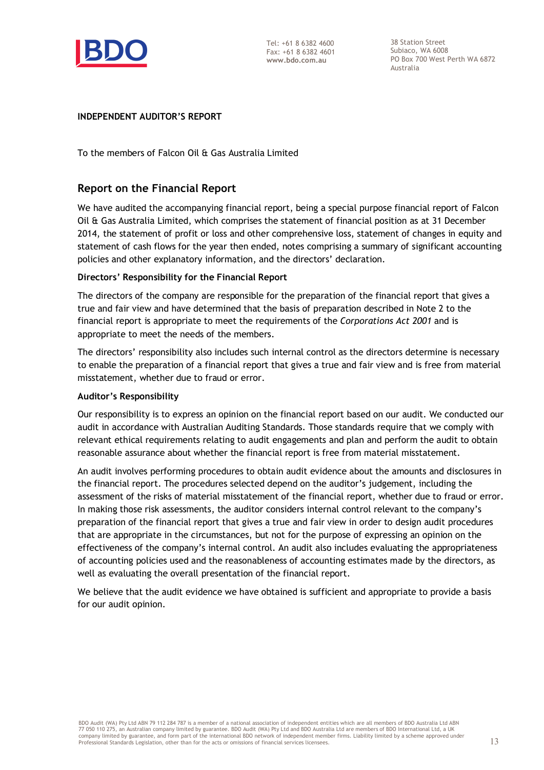Tel: +61 8 6382 4600
Fax: +61 8 6382 4601
**www.bdo.com.au**

38 Station Street
Subiaco, WA 6008
PO Box 700 West Perth WA 6872
Australia

**INDEPENDENT AUDITOR'S REPORT**

To the members of Falcon Oil & Gas Australia Limited

## Report on the Financial Report

We have audited the accompanying financial report, being a special purpose financial report of Falcon Oil & Gas Australia Limited, which comprises the statement of financial position as at 31 December 2014, the statement of profit or loss and other comprehensive loss, statement of changes in equity and statement of cash flows for the year then ended, notes comprising a summary of significant accounting policies and other explanatory information, and the directors' declaration.

### Directors' Responsibility for the Financial Report

The directors of the company are responsible for the preparation of the financial report that gives a true and fair view and have determined that the basis of preparation described in Note 2 to the financial report is appropriate to meet the requirements of the *Corporations Act 2001* and is appropriate to meet the needs of the members.

The directors' responsibility also includes such internal control as the directors determine is necessary to enable the preparation of a financial report that gives a true and fair view and is free from material misstatement, whether due to fraud or error.

### Auditor's Responsibility

Our responsibility is to express an opinion on the financial report based on our audit. We conducted our audit in accordance with Australian Auditing Standards. Those standards require that we comply with relevant ethical requirements relating to audit engagements and plan and perform the audit to obtain reasonable assurance about whether the financial report is free from material misstatement.

An audit involves performing procedures to obtain audit evidence about the amounts and disclosures in the financial report. The procedures selected depend on the auditor's judgement, including the assessment of the risks of material misstatement of the financial report, whether due to fraud or error. In making those risk assessments, the auditor considers internal control relevant to the company's preparation of the financial report that gives a true and fair view in order to design audit procedures that are appropriate in the circumstances, but not for the purpose of expressing an opinion on the effectiveness of the company's internal control. An audit also includes evaluating the appropriateness of accounting policies used and the reasonableness of accounting estimates made by the directors, as well as evaluating the overall presentation of the financial report.

We believe that the audit evidence we have obtained is sufficient and appropriate to provide a basis for our audit opinion.

BDO Audit (WA) Pty Ltd ABN 79 112 284 787 is a member of a national association of independent entities which are all members of BDO Australia Ltd ABN 77 050 110 275, an Australian company limited by guarantee. BDO Audit (WA) Pty Ltd and BDO Australia Ltd are members of BDO International Ltd, a UK company limited by guarantee, and form part of the international BDO network of independent member firms. Liability limited by a scheme approved under Professional Standards Legislation, other than for the acts or omissions of financial services licensees.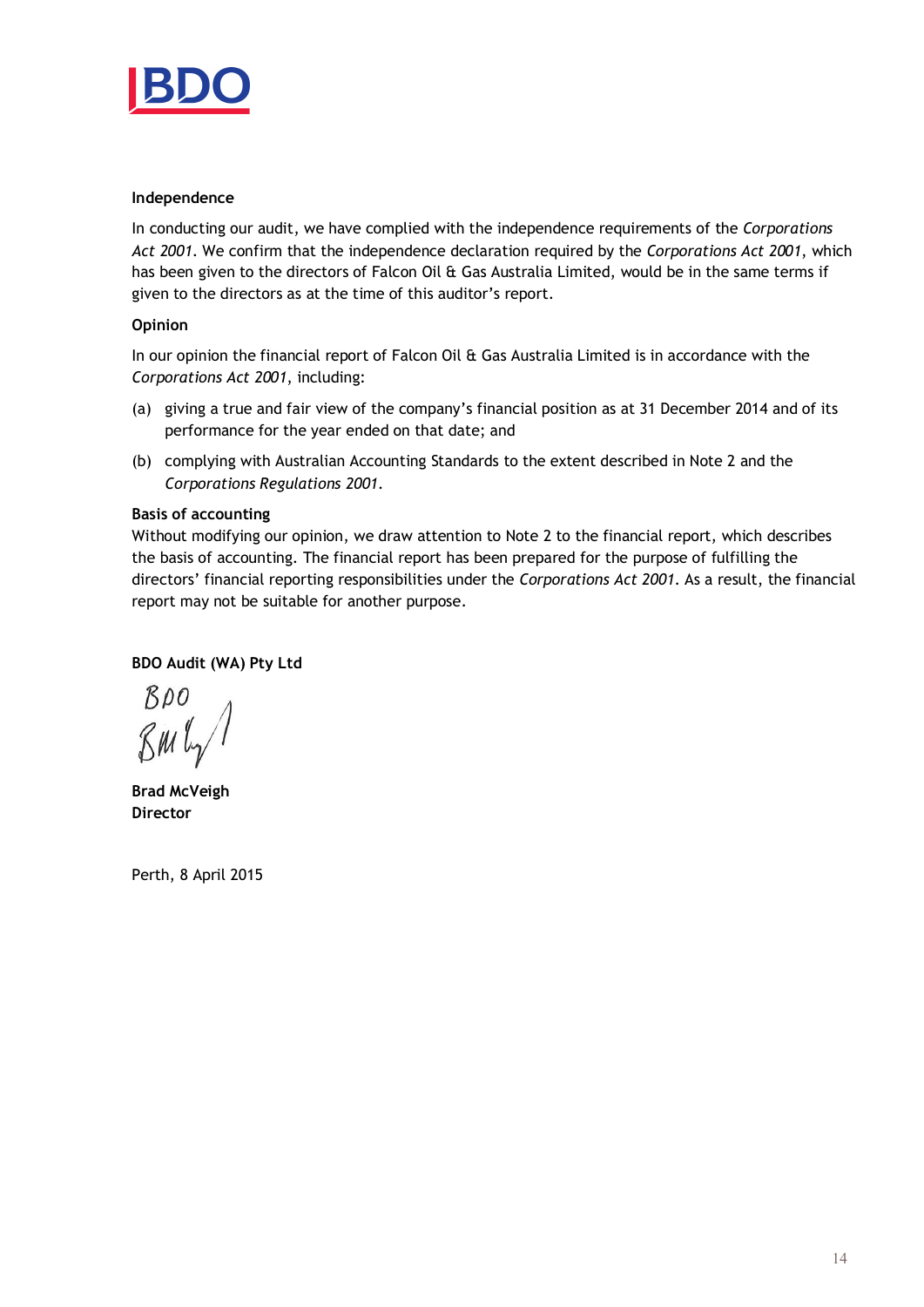**Independence**

In conducting our audit, we have complied with the independence requirements of the *Corporations Act 2001*. We confirm that the independence declaration required by the *Corporations Act 2001*, which has been given to the directors of Falcon Oil & Gas Australia Limited, would be in the same terms if given to the directors as at the time of this auditor's report.

**Opinion**

In our opinion the financial report of Falcon Oil & Gas Australia Limited is in accordance with the *Corporations Act 2001*, including:

(a) giving a true and fair view of the company's financial position as at 31 December 2014 and of its performance for the year ended on that date; and

(b) complying with Australian Accounting Standards to the extent described in Note 2 and the *Corporations Regulations 2001*.

**Basis of accounting**

Without modifying our opinion, we draw attention to Note 2 to the financial report, which describes the basis of accounting. The financial report has been prepared for the purpose of fulfilling the directors' financial reporting responsibilities under the *Corporations Act 2001*. As a result, the financial report may not be suitable for another purpose.

**BDO Audit (WA) Pty Ltd**

BDO

**Brad McVeigh**
**Director**

Perth, 8 April 2015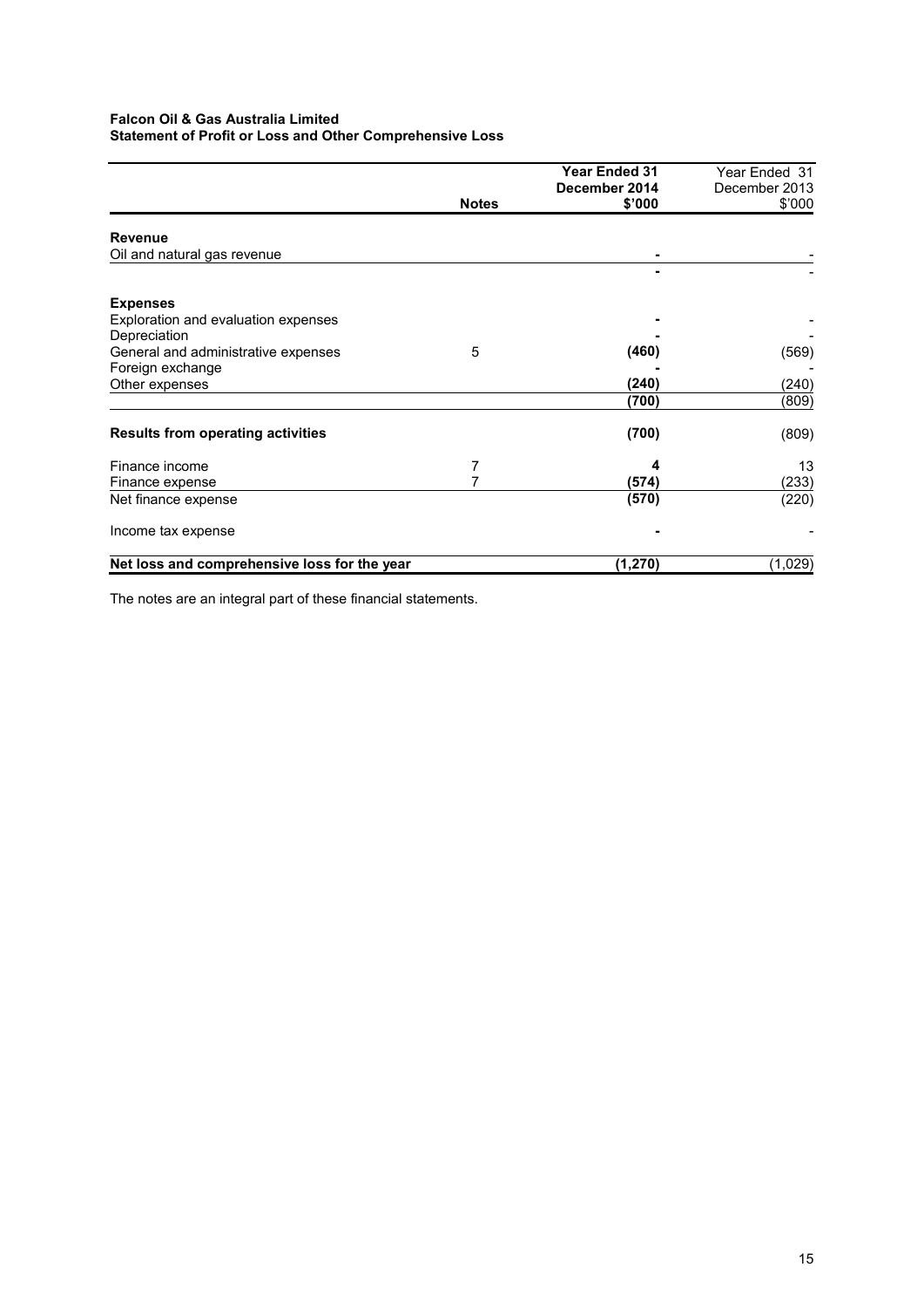**Falcon Oil & Gas Australia Limited**
**Statement of Profit or Loss and Other Comprehensive Loss**

| | Notes | Year Ended 31 December 2014 $'000 | Year Ended 31 December 2013 $'000 |
|---|---|---|---|
| **Revenue** | | | |
| Oil and natural gas revenue | | **-** | - |
| | | **-** | - |
| **Expenses** | | | |
| Exploration and evaluation expenses | | **-** | - |
| Depreciation | | **-** | - |
| General and administrative expenses | 5 | **(460)** | (569) |
| Foreign exchange | | **-** | - |
| Other expenses | | **(240)** | (240) |
| | | **(700)** | (809) |
| **Results from operating activities** | | **(700)** | (809) |
| Finance income | 7 | **4** | 13 |
| Finance expense | 7 | **(574)** | (233) |
| Net finance expense | | **(570)** | (220) |
| Income tax expense | | **-** | - |
| **Net loss and comprehensive loss for the year** | | **(1,270)** | (1,029) |

The notes are an integral part of these financial statements.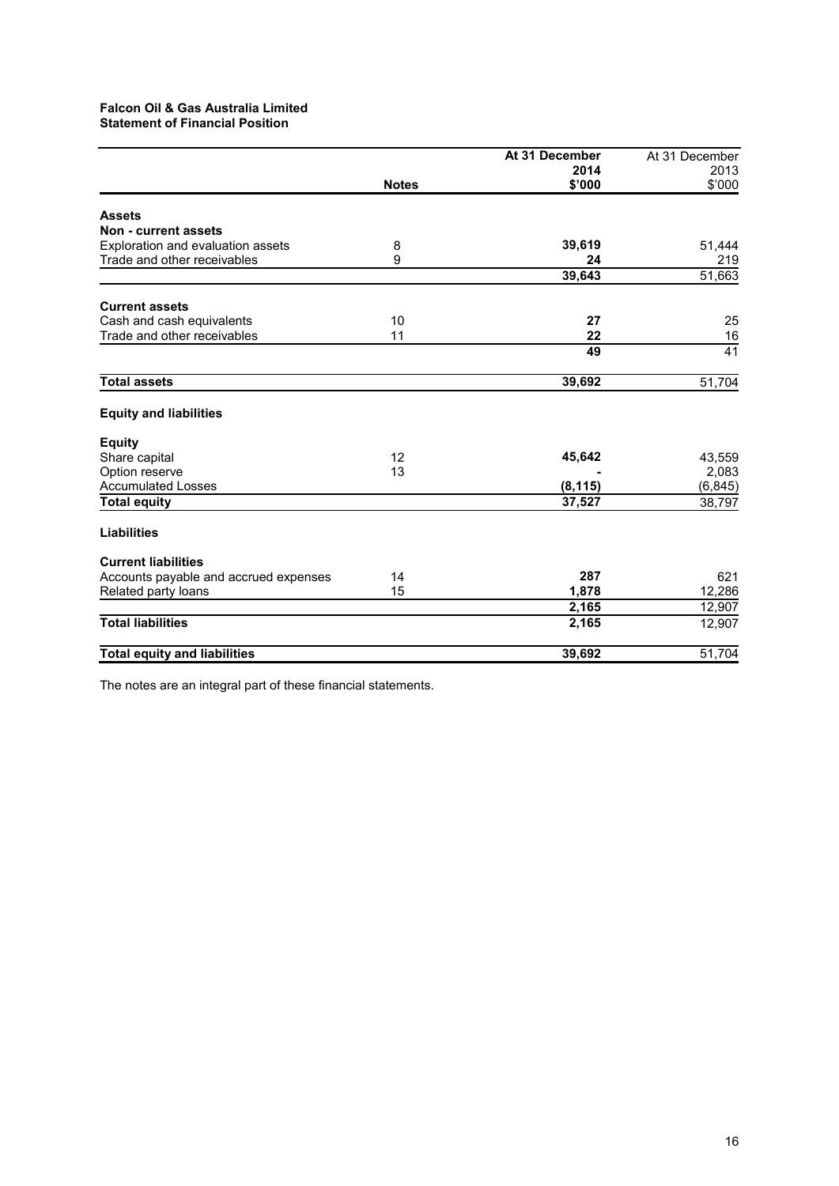**Falcon Oil & Gas Australia Limited**
**Statement of Financial Position**

| | Notes | At 31 December 2014 $'000 | At 31 December 2013 $'000 |
|---|---|---|---|
| **Assets** | | | |
| **Non - current assets** | | | |
| Exploration and evaluation assets | 8 | **39,619** | 51,444 |
| Trade and other receivables | 9 | **24** | 219 |
| | | **39,643** | 51,663 |
| **Current assets** | | | |
| Cash and cash equivalents | 10 | **27** | 25 |
| Trade and other receivables | 11 | **22** | 16 |
| | | **49** | 41 |
| **Total assets** | | **39,692** | 51,704 |
| **Equity and liabilities** | | | |
| **Equity** | | | |
| Share capital | 12 | **45,642** | 43,559 |
| Option reserve | 13 | **-** | 2,083 |
| Accumulated Losses | | **(8,115)** | (6,845) |
| **Total equity** | | **37,527** | 38,797 |
| **Liabilities** | | | |
| **Current liabilities** | | | |
| Accounts payable and accrued expenses | 14 | **287** | 621 |
| Related party loans | 15 | **1,878** | 12,286 |
| | | **2,165** | 12,907 |
| **Total liabilities** | | **2,165** | 12,907 |
| **Total equity and liabilities** | | **39,692** | 51,704 |

The notes are an integral part of these financial statements.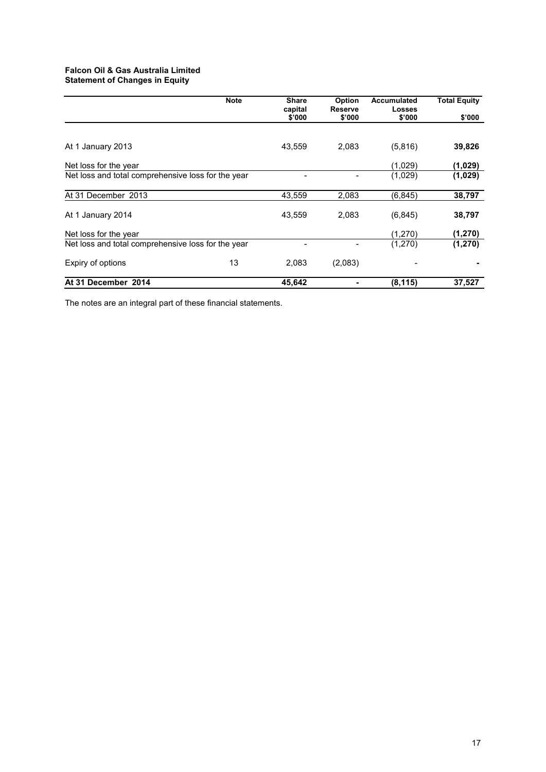**Falcon Oil & Gas Australia Limited**
**Statement of Changes in Equity**

| | Note | Share capital $'000 | Option Reserve $'000 | Accumulated Losses $'000 | Total Equity $'000 |
|---|---|---|---|---|---|
| At 1 January 2013 | | 43,559 | 2,083 | (5,816) | **39,826** |
| Net loss for the year | | | | (1,029) | **(1,029)** |
| Net loss and total comprehensive loss for the year | | - | - | (1,029) | **(1,029)** |
| At 31 December 2013 | | 43,559 | 2,083 | (6,845) | **38,797** |
| At 1 January 2014 | | 43,559 | 2,083 | (6,845) | **38,797** |
| Net loss for the year | | | | (1,270) | **(1,270)** |
| Net loss and total comprehensive loss for the year | | - | - | (1,270) | **(1,270)** |
| Expiry of options | 13 | 2,083 | (2,083) | - | **-** |
| **At 31 December 2014** | | **45,642** | **-** | **(8,115)** | **37,527** |

The notes are an integral part of these financial statements.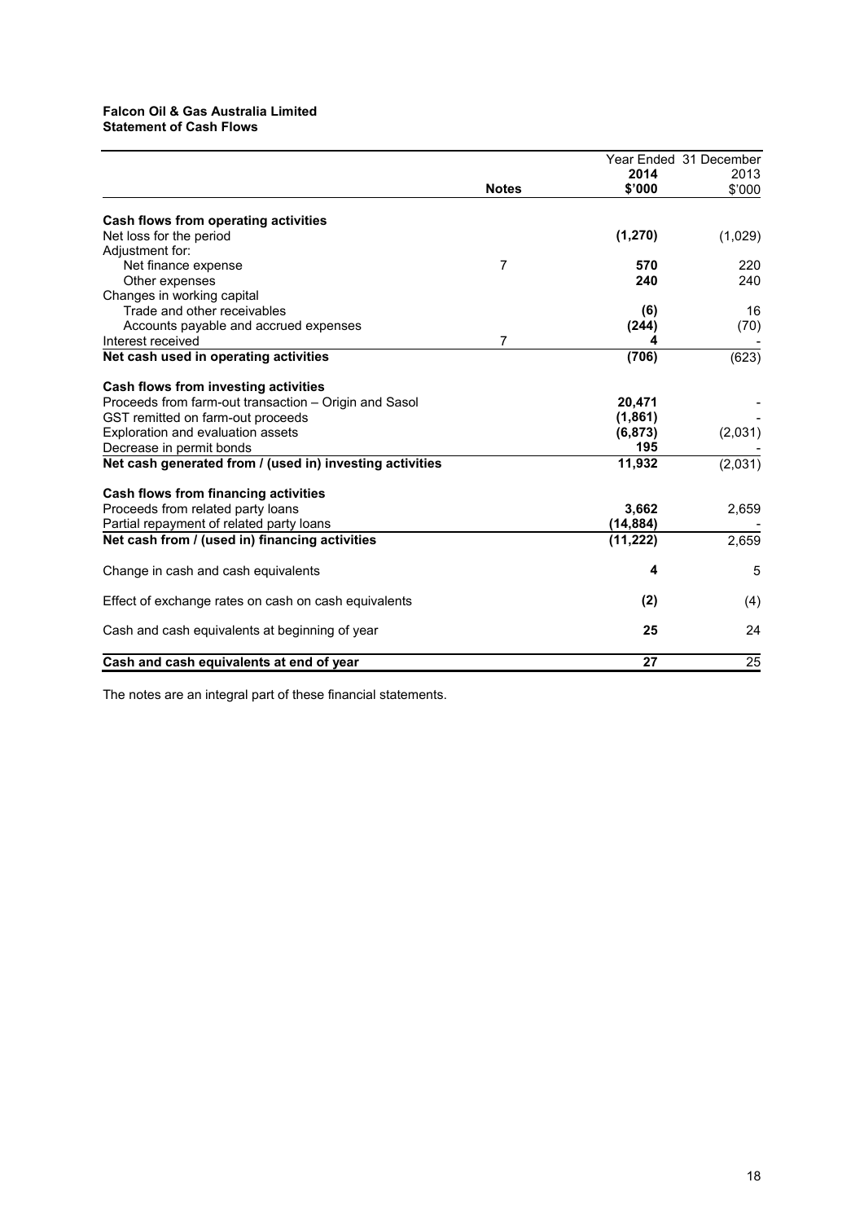**Falcon Oil & Gas Australia Limited**
**Statement of Cash Flows**

| | Notes | Year Ended 31 December 2014 $'000 | 2013 $'000 |
|---|---|---|---|
| **Cash flows from operating activities** | | | |
| Net loss for the period | | **(1,270)** | (1,029) |
| Adjustment for: | | | |
| Net finance expense | 7 | **570** | 220 |
| Other expenses | | **240** | 240 |
| Changes in working capital | | | |
| Trade and other receivables | | **(6)** | 16 |
| Accounts payable and accrued expenses | | **(244)** | (70) |
| Interest received | 7 | **4** | - |
| **Net cash used in operating activities** | | **(706)** | (623) |
| **Cash flows from investing activities** | | | |
| Proceeds from farm-out transaction – Origin and Sasol | | **20,471** | - |
| GST remitted on farm-out proceeds | | **(1,861)** | - |
| Exploration and evaluation assets | | **(6,873)** | (2,031) |
| Decrease in permit bonds | | **195** | - |
| **Net cash generated from / (used in) investing activities** | | **11,932** | (2,031) |
| **Cash flows from financing activities** | | | |
| Proceeds from related party loans | | **3,662** | 2,659 |
| Partial repayment of related party loans | | **(14,884)** | - |
| **Net cash from / (used in) financing activities** | | **(11,222)** | 2,659 |
| Change in cash and cash equivalents | | **4** | 5 |
| Effect of exchange rates on cash on cash equivalents | | **(2)** | (4) |
| Cash and cash equivalents at beginning of year | | **25** | 24 |
| **Cash and cash equivalents at end of year** | | **27** | 25 |

The notes are an integral part of these financial statements.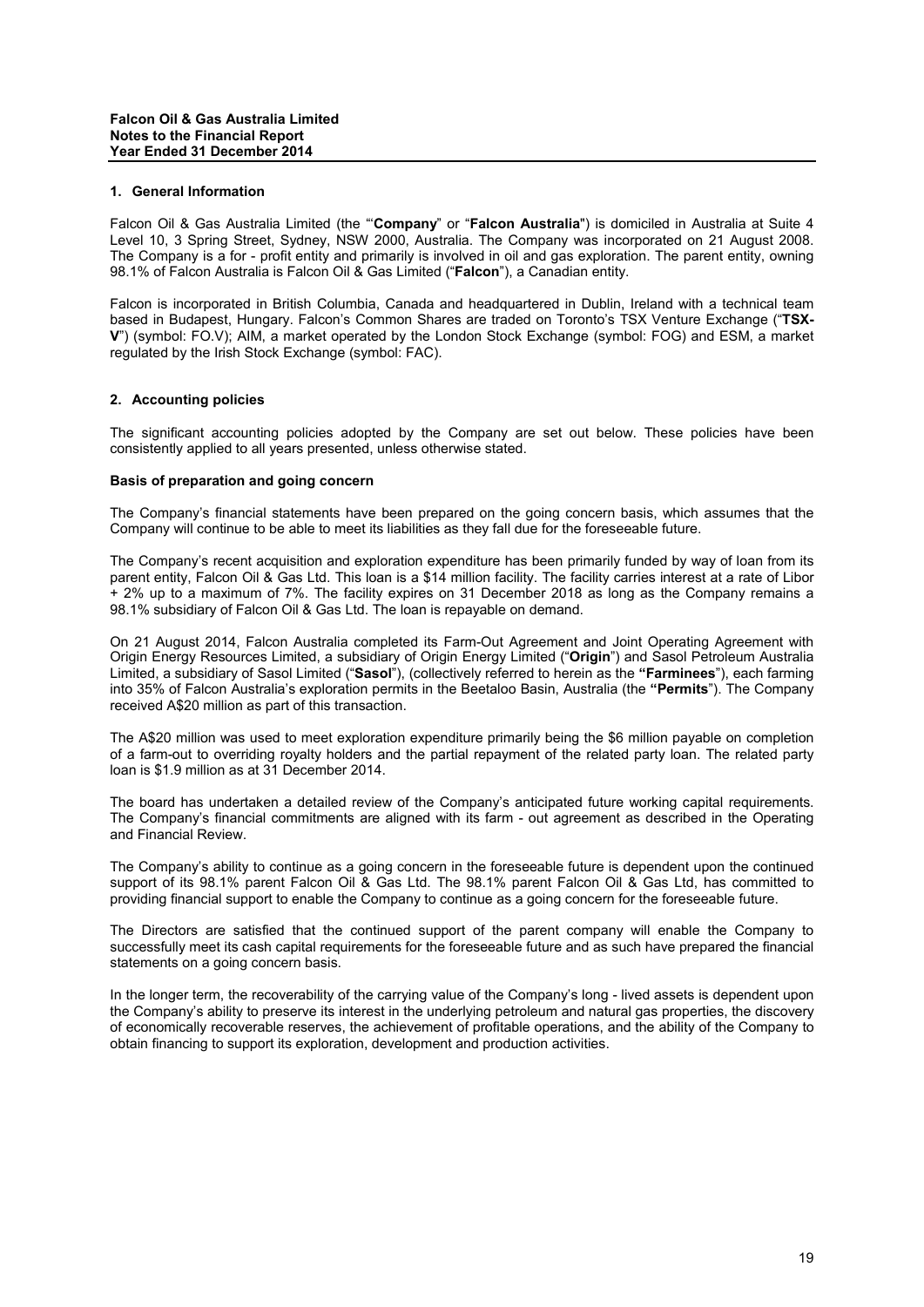## 1. General Information

Falcon Oil & Gas Australia Limited (the "'**Company**" or "**Falcon Australia**") is domiciled in Australia at Suite 4 Level 10, 3 Spring Street, Sydney, NSW 2000, Australia. The Company was incorporated on 21 August 2008. The Company is a for - profit entity and primarily is involved in oil and gas exploration. The parent entity, owning 98.1% of Falcon Australia is Falcon Oil & Gas Limited ("**Falcon**"), a Canadian entity.

Falcon is incorporated in British Columbia, Canada and headquartered in Dublin, Ireland with a technical team based in Budapest, Hungary. Falcon's Common Shares are traded on Toronto's TSX Venture Exchange ("**TSX-V**") (symbol: FO.V); AIM, a market operated by the London Stock Exchange (symbol: FOG) and ESM, a market regulated by the Irish Stock Exchange (symbol: FAC).

## 2. Accounting policies

The significant accounting policies adopted by the Company are set out below. These policies have been consistently applied to all years presented, unless otherwise stated.

### Basis of preparation and going concern

The Company's financial statements have been prepared on the going concern basis, which assumes that the Company will continue to be able to meet its liabilities as they fall due for the foreseeable future.

The Company's recent acquisition and exploration expenditure has been primarily funded by way of loan from its parent entity, Falcon Oil & Gas Ltd. This loan is a $14 million facility. The facility carries interest at a rate of Libor + 2% up to a maximum of 7%. The facility expires on 31 December 2018 as long as the Company remains a 98.1% subsidiary of Falcon Oil & Gas Ltd. The loan is repayable on demand.

On 21 August 2014, Falcon Australia completed its Farm-Out Agreement and Joint Operating Agreement with Origin Energy Resources Limited, a subsidiary of Origin Energy Limited ("**Origin**") and Sasol Petroleum Australia Limited, a subsidiary of Sasol Limited ("**Sasol**"), (collectively referred to herein as the **"Farminees**"), each farming into 35% of Falcon Australia's exploration permits in the Beetaloo Basin, Australia (the **"Permits**"). The Company received A$20 million as part of this transaction.

The A$20 million was used to meet exploration expenditure primarily being the $6 million payable on completion of a farm-out to overriding royalty holders and the partial repayment of the related party loan. The related party loan is $1.9 million as at 31 December 2014.

The board has undertaken a detailed review of the Company's anticipated future working capital requirements. The Company's financial commitments are aligned with its farm - out agreement as described in the Operating and Financial Review.

The Company's ability to continue as a going concern in the foreseeable future is dependent upon the continued support of its 98.1% parent Falcon Oil & Gas Ltd. The 98.1% parent Falcon Oil & Gas Ltd, has committed to providing financial support to enable the Company to continue as a going concern for the foreseeable future.

The Directors are satisfied that the continued support of the parent company will enable the Company to successfully meet its cash capital requirements for the foreseeable future and as such have prepared the financial statements on a going concern basis.

In the longer term, the recoverability of the carrying value of the Company's long - lived assets is dependent upon the Company's ability to preserve its interest in the underlying petroleum and natural gas properties, the discovery of economically recoverable reserves, the achievement of profitable operations, and the ability of the Company to obtain financing to support its exploration, development and production activities.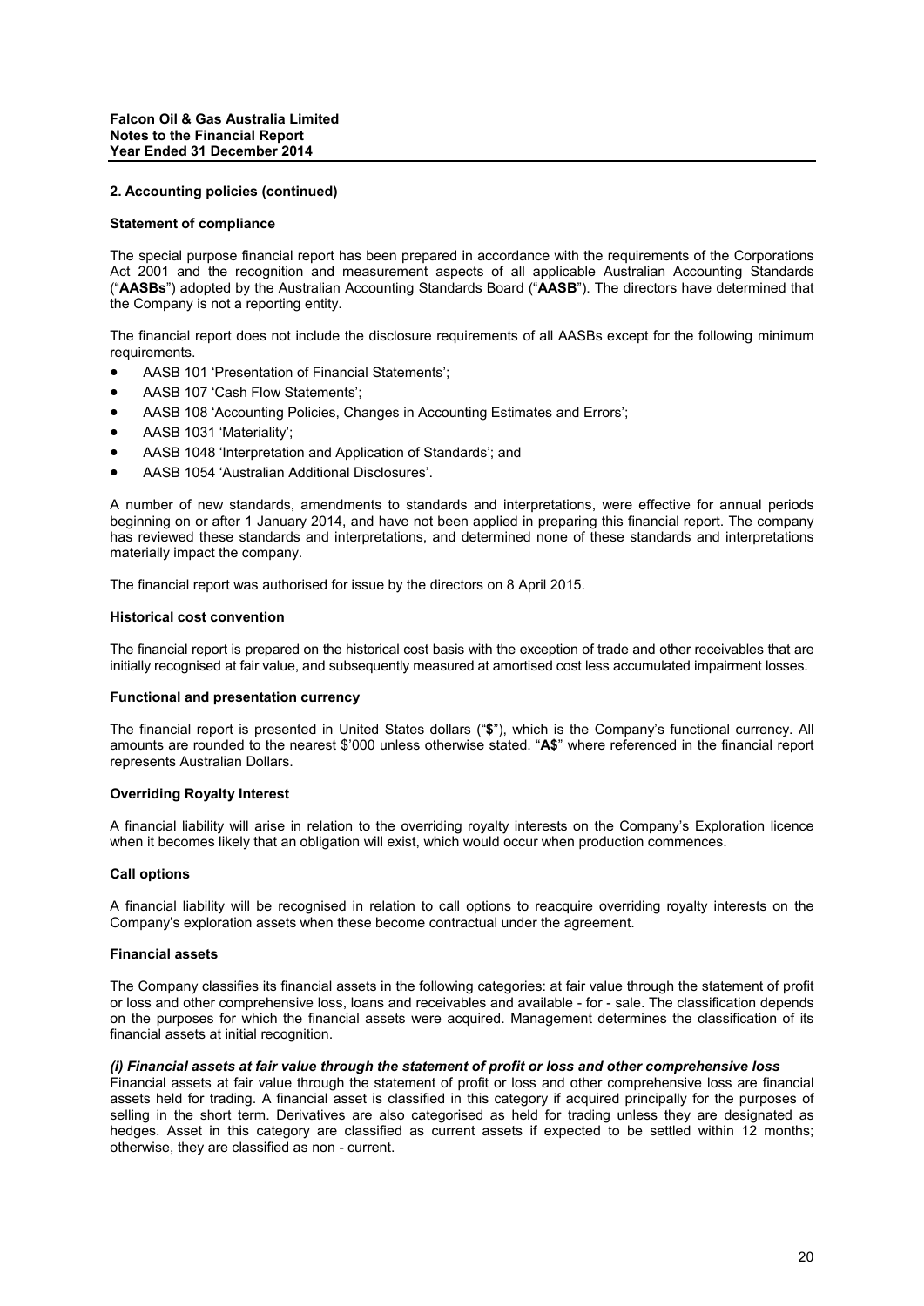## 2. Accounting policies (continued)

### Statement of compliance

The special purpose financial report has been prepared in accordance with the requirements of the Corporations Act 2001 and the recognition and measurement aspects of all applicable Australian Accounting Standards ("**AASBs**") adopted by the Australian Accounting Standards Board ("**AASB**"). The directors have determined that the Company is not a reporting entity.

The financial report does not include the disclosure requirements of all AASBs except for the following minimum requirements.

- AASB 101 'Presentation of Financial Statements';
- AASB 107 'Cash Flow Statements';
- AASB 108 'Accounting Policies, Changes in Accounting Estimates and Errors';
- AASB 1031 'Materiality';
- AASB 1048 'Interpretation and Application of Standards'; and
- AASB 1054 'Australian Additional Disclosures'.

A number of new standards, amendments to standards and interpretations, were effective for annual periods beginning on or after 1 January 2014, and have not been applied in preparing this financial report. The company has reviewed these standards and interpretations, and determined none of these standards and interpretations materially impact the company.

The financial report was authorised for issue by the directors on 8 April 2015.

### Historical cost convention

The financial report is prepared on the historical cost basis with the exception of trade and other receivables that are initially recognised at fair value, and subsequently measured at amortised cost less accumulated impairment losses.

### Functional and presentation currency

The financial report is presented in United States dollars ("**$**"), which is the Company's functional currency. All amounts are rounded to the nearest $'000 unless otherwise stated. "**A$**" where referenced in the financial report represents Australian Dollars.

### Overriding Royalty Interest

A financial liability will arise in relation to the overriding royalty interests on the Company's Exploration licence when it becomes likely that an obligation will exist, which would occur when production commences.

### Call options

A financial liability will be recognised in relation to call options to reacquire overriding royalty interests on the Company's exploration assets when these become contractual under the agreement.

### Financial assets

The Company classifies its financial assets in the following categories: at fair value through the statement of profit or loss and other comprehensive loss, loans and receivables and available - for - sale. The classification depends on the purposes for which the financial assets were acquired. Management determines the classification of its financial assets at initial recognition.

***(i) Financial assets at fair value through the statement of profit or loss and other comprehensive loss***

Financial assets at fair value through the statement of profit or loss and other comprehensive loss are financial assets held for trading. A financial asset is classified in this category if acquired principally for the purposes of selling in the short term. Derivatives are also categorised as held for trading unless they are designated as hedges. Asset in this category are classified as current assets if expected to be settled within 12 months; otherwise, they are classified as non - current.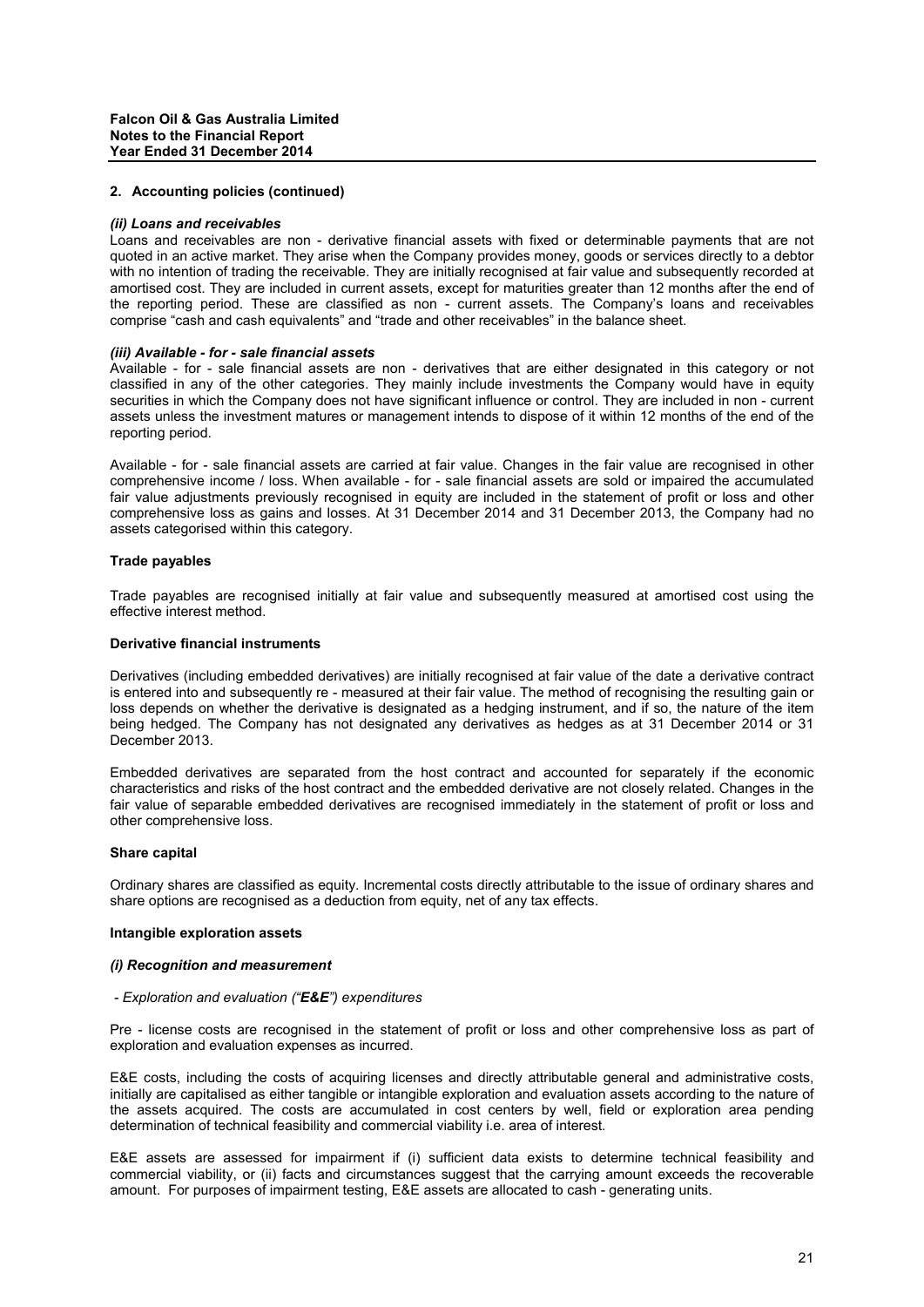## 2. Accounting policies (continued)

### *(ii) Loans and receivables*

Loans and receivables are non - derivative financial assets with fixed or determinable payments that are not quoted in an active market. They arise when the Company provides money, goods or services directly to a debtor with no intention of trading the receivable. They are initially recognised at fair value and subsequently recorded at amortised cost. They are included in current assets, except for maturities greater than 12 months after the end of the reporting period. These are classified as non - current assets. The Company's loans and receivables comprise "cash and cash equivalents" and "trade and other receivables" in the balance sheet.

### *(iii) Available - for - sale financial assets*

Available - for - sale financial assets are non - derivatives that are either designated in this category or not classified in any of the other categories. They mainly include investments the Company would have in equity securities in which the Company does not have significant influence or control. They are included in non - current assets unless the investment matures or management intends to dispose of it within 12 months of the end of the reporting period.

Available - for - sale financial assets are carried at fair value. Changes in the fair value are recognised in other comprehensive income / loss. When available - for - sale financial assets are sold or impaired the accumulated fair value adjustments previously recognised in equity are included in the statement of profit or loss and other comprehensive loss as gains and losses. At 31 December 2014 and 31 December 2013, the Company had no assets categorised within this category.

### Trade payables

Trade payables are recognised initially at fair value and subsequently measured at amortised cost using the effective interest method.

### Derivative financial instruments

Derivatives (including embedded derivatives) are initially recognised at fair value of the date a derivative contract is entered into and subsequently re - measured at their fair value. The method of recognising the resulting gain or loss depends on whether the derivative is designated as a hedging instrument, and if so, the nature of the item being hedged. The Company has not designated any derivatives as hedges as at 31 December 2014 or 31 December 2013.

Embedded derivatives are separated from the host contract and accounted for separately if the economic characteristics and risks of the host contract and the embedded derivative are not closely related. Changes in the fair value of separable embedded derivatives are recognised immediately in the statement of profit or loss and other comprehensive loss.

### Share capital

Ordinary shares are classified as equity. Incremental costs directly attributable to the issue of ordinary shares and share options are recognised as a deduction from equity, net of any tax effects.

### Intangible exploration assets

### *(i) Recognition and measurement*

*- Exploration and evaluation ("**E&E**") expenditures*

Pre - license costs are recognised in the statement of profit or loss and other comprehensive loss as part of exploration and evaluation expenses as incurred.

E&E costs, including the costs of acquiring licenses and directly attributable general and administrative costs, initially are capitalised as either tangible or intangible exploration and evaluation assets according to the nature of the assets acquired. The costs are accumulated in cost centers by well, field or exploration area pending determination of technical feasibility and commercial viability i.e. area of interest.

E&E assets are assessed for impairment if (i) sufficient data exists to determine technical feasibility and commercial viability, or (ii) facts and circumstances suggest that the carrying amount exceeds the recoverable amount. For purposes of impairment testing, E&E assets are allocated to cash - generating units.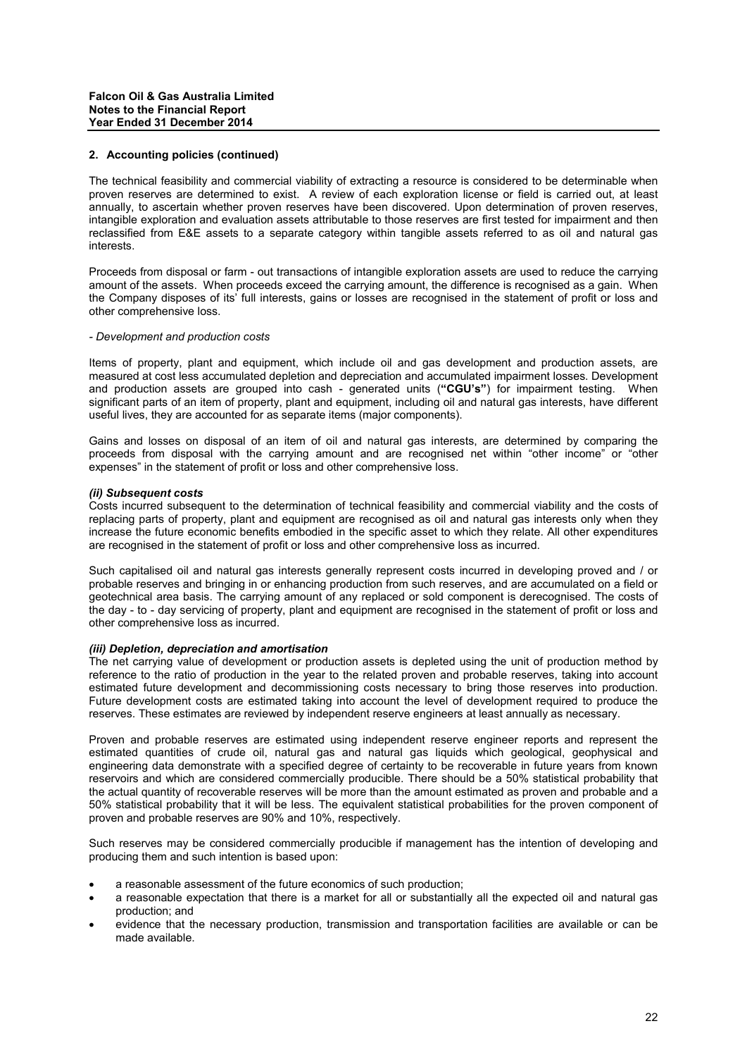## 2. Accounting policies (continued)

The technical feasibility and commercial viability of extracting a resource is considered to be determinable when proven reserves are determined to exist. A review of each exploration license or field is carried out, at least annually, to ascertain whether proven reserves have been discovered. Upon determination of proven reserves, intangible exploration and evaluation assets attributable to those reserves are first tested for impairment and then reclassified from E&E assets to a separate category within tangible assets referred to as oil and natural gas interests.

Proceeds from disposal or farm - out transactions of intangible exploration assets are used to reduce the carrying amount of the assets. When proceeds exceed the carrying amount, the difference is recognised as a gain. When the Company disposes of its' full interests, gains or losses are recognised in the statement of profit or loss and other comprehensive loss.

*- Development and production costs*

Items of property, plant and equipment, which include oil and gas development and production assets, are measured at cost less accumulated depletion and depreciation and accumulated impairment losses. Development and production assets are grouped into cash - generated units (**"CGU's"**) for impairment testing. When significant parts of an item of property, plant and equipment, including oil and natural gas interests, have different useful lives, they are accounted for as separate items (major components).

Gains and losses on disposal of an item of oil and natural gas interests, are determined by comparing the proceeds from disposal with the carrying amount and are recognised net within "other income" or "other expenses" in the statement of profit or loss and other comprehensive loss.

***(ii) Subsequent costs***

Costs incurred subsequent to the determination of technical feasibility and commercial viability and the costs of replacing parts of property, plant and equipment are recognised as oil and natural gas interests only when they increase the future economic benefits embodied in the specific asset to which they relate. All other expenditures are recognised in the statement of profit or loss and other comprehensive loss as incurred.

Such capitalised oil and natural gas interests generally represent costs incurred in developing proved and / or probable reserves and bringing in or enhancing production from such reserves, and are accumulated on a field or geotechnical area basis. The carrying amount of any replaced or sold component is derecognised. The costs of the day - to - day servicing of property, plant and equipment are recognised in the statement of profit or loss and other comprehensive loss as incurred.

***(iii) Depletion, depreciation and amortisation***

The net carrying value of development or production assets is depleted using the unit of production method by reference to the ratio of production in the year to the related proven and probable reserves, taking into account estimated future development and decommissioning costs necessary to bring those reserves into production. Future development costs are estimated taking into account the level of development required to produce the reserves. These estimates are reviewed by independent reserve engineers at least annually as necessary.

Proven and probable reserves are estimated using independent reserve engineer reports and represent the estimated quantities of crude oil, natural gas and natural gas liquids which geological, geophysical and engineering data demonstrate with a specified degree of certainty to be recoverable in future years from known reservoirs and which are considered commercially producible. There should be a 50% statistical probability that the actual quantity of recoverable reserves will be more than the amount estimated as proven and probable and a 50% statistical probability that it will be less. The equivalent statistical probabilities for the proven component of proven and probable reserves are 90% and 10%, respectively.

Such reserves may be considered commercially producible if management has the intention of developing and producing them and such intention is based upon:

- a reasonable assessment of the future economics of such production;
- a reasonable expectation that there is a market for all or substantially all the expected oil and natural gas production; and
- evidence that the necessary production, transmission and transportation facilities are available or can be made available.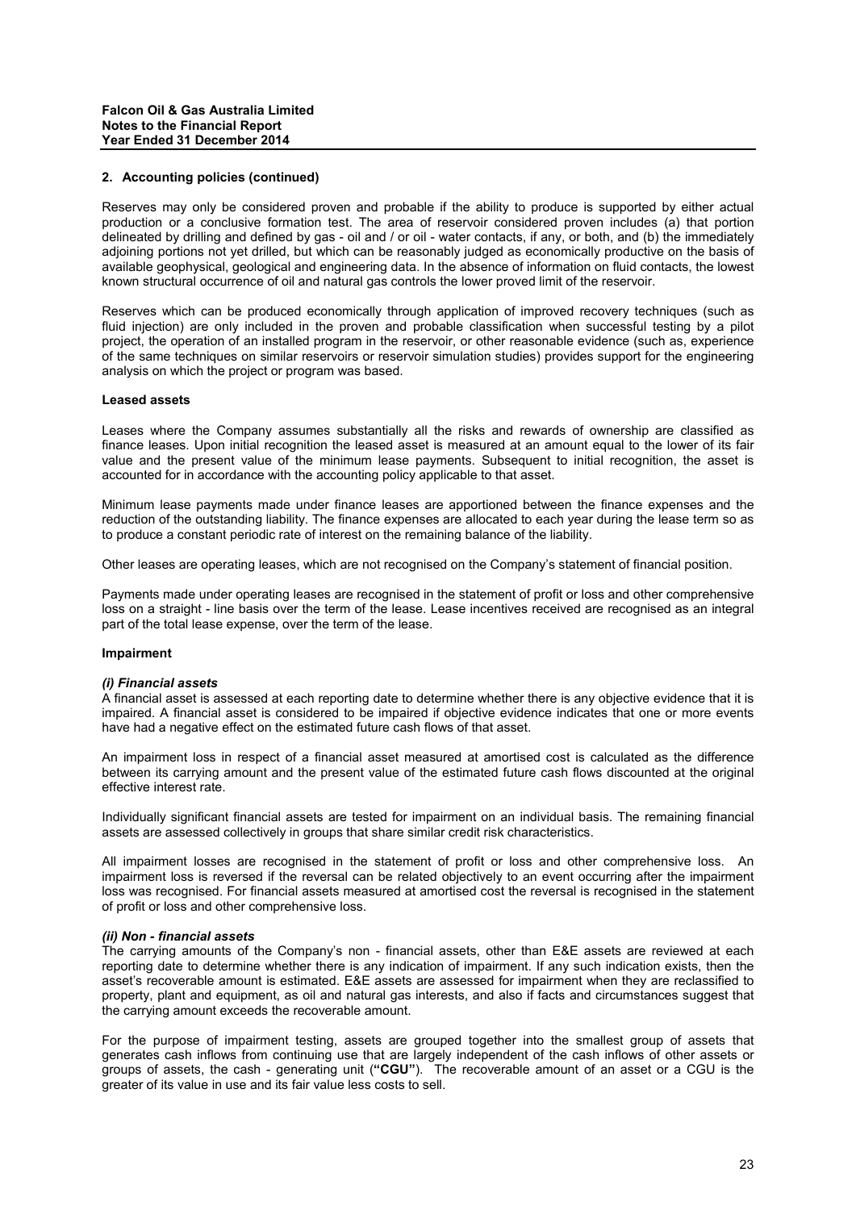## 2. Accounting policies (continued)

Reserves may only be considered proven and probable if the ability to produce is supported by either actual production or a conclusive formation test. The area of reservoir considered proven includes (a) that portion delineated by drilling and defined by gas - oil and / or oil - water contacts, if any, or both, and (b) the immediately adjoining portions not yet drilled, but which can be reasonably judged as economically productive on the basis of available geophysical, geological and engineering data. In the absence of information on fluid contacts, the lowest known structural occurrence of oil and natural gas controls the lower proved limit of the reservoir.

Reserves which can be produced economically through application of improved recovery techniques (such as fluid injection) are only included in the proven and probable classification when successful testing by a pilot project, the operation of an installed program in the reservoir, or other reasonable evidence (such as, experience of the same techniques on similar reservoirs or reservoir simulation studies) provides support for the engineering analysis on which the project or program was based.

### Leased assets

Leases where the Company assumes substantially all the risks and rewards of ownership are classified as finance leases. Upon initial recognition the leased asset is measured at an amount equal to the lower of its fair value and the present value of the minimum lease payments. Subsequent to initial recognition, the asset is accounted for in accordance with the accounting policy applicable to that asset.

Minimum lease payments made under finance leases are apportioned between the finance expenses and the reduction of the outstanding liability. The finance expenses are allocated to each year during the lease term so as to produce a constant periodic rate of interest on the remaining balance of the liability.

Other leases are operating leases, which are not recognised on the Company's statement of financial position.

Payments made under operating leases are recognised in the statement of profit or loss and other comprehensive loss on a straight - line basis over the term of the lease. Lease incentives received are recognised as an integral part of the total lease expense, over the term of the lease.

### Impairment

#### *(i) Financial assets*

A financial asset is assessed at each reporting date to determine whether there is any objective evidence that it is impaired. A financial asset is considered to be impaired if objective evidence indicates that one or more events have had a negative effect on the estimated future cash flows of that asset.

An impairment loss in respect of a financial asset measured at amortised cost is calculated as the difference between its carrying amount and the present value of the estimated future cash flows discounted at the original effective interest rate.

Individually significant financial assets are tested for impairment on an individual basis. The remaining financial assets are assessed collectively in groups that share similar credit risk characteristics.

All impairment losses are recognised in the statement of profit or loss and other comprehensive loss. An impairment loss is reversed if the reversal can be related objectively to an event occurring after the impairment loss was recognised. For financial assets measured at amortised cost the reversal is recognised in the statement of profit or loss and other comprehensive loss.

#### *(ii) Non - financial assets*

The carrying amounts of the Company's non - financial assets, other than E&E assets are reviewed at each reporting date to determine whether there is any indication of impairment. If any such indication exists, then the asset's recoverable amount is estimated. E&E assets are assessed for impairment when they are reclassified to property, plant and equipment, as oil and natural gas interests, and also if facts and circumstances suggest that the carrying amount exceeds the recoverable amount.

For the purpose of impairment testing, assets are grouped together into the smallest group of assets that generates cash inflows from continuing use that are largely independent of the cash inflows of other assets or groups of assets, the cash - generating unit (**"CGU"**). The recoverable amount of an asset or a CGU is the greater of its value in use and its fair value less costs to sell.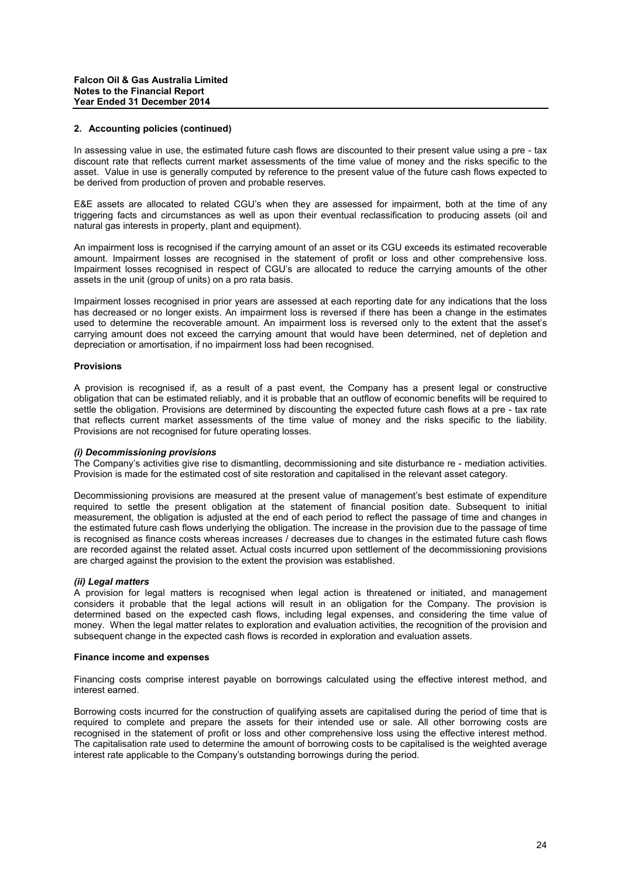## 2. Accounting policies (continued)

In assessing value in use, the estimated future cash flows are discounted to their present value using a pre - tax discount rate that reflects current market assessments of the time value of money and the risks specific to the asset. Value in use is generally computed by reference to the present value of the future cash flows expected to be derived from production of proven and probable reserves.

E&E assets are allocated to related CGU's when they are assessed for impairment, both at the time of any triggering facts and circumstances as well as upon their eventual reclassification to producing assets (oil and natural gas interests in property, plant and equipment).

An impairment loss is recognised if the carrying amount of an asset or its CGU exceeds its estimated recoverable amount. Impairment losses are recognised in the statement of profit or loss and other comprehensive loss. Impairment losses recognised in respect of CGU's are allocated to reduce the carrying amounts of the other assets in the unit (group of units) on a pro rata basis.

Impairment losses recognised in prior years are assessed at each reporting date for any indications that the loss has decreased or no longer exists. An impairment loss is reversed if there has been a change in the estimates used to determine the recoverable amount. An impairment loss is reversed only to the extent that the asset's carrying amount does not exceed the carrying amount that would have been determined, net of depletion and depreciation or amortisation, if no impairment loss had been recognised.

### Provisions

A provision is recognised if, as a result of a past event, the Company has a present legal or constructive obligation that can be estimated reliably, and it is probable that an outflow of economic benefits will be required to settle the obligation. Provisions are determined by discounting the expected future cash flows at a pre - tax rate that reflects current market assessments of the time value of money and the risks specific to the liability. Provisions are not recognised for future operating losses.

***(i) Decommissioning provisions***

The Company's activities give rise to dismantling, decommissioning and site disturbance re - mediation activities. Provision is made for the estimated cost of site restoration and capitalised in the relevant asset category.

Decommissioning provisions are measured at the present value of management's best estimate of expenditure required to settle the present obligation at the statement of financial position date. Subsequent to initial measurement, the obligation is adjusted at the end of each period to reflect the passage of time and changes in the estimated future cash flows underlying the obligation. The increase in the provision due to the passage of time is recognised as finance costs whereas increases / decreases due to changes in the estimated future cash flows are recorded against the related asset. Actual costs incurred upon settlement of the decommissioning provisions are charged against the provision to the extent the provision was established.

***(ii) Legal matters***

A provision for legal matters is recognised when legal action is threatened or initiated, and management considers it probable that the legal actions will result in an obligation for the Company. The provision is determined based on the expected cash flows, including legal expenses, and considering the time value of money. When the legal matter relates to exploration and evaluation activities, the recognition of the provision and subsequent change in the expected cash flows is recorded in exploration and evaluation assets.

### Finance income and expenses

Financing costs comprise interest payable on borrowings calculated using the effective interest method, and interest earned.

Borrowing costs incurred for the construction of qualifying assets are capitalised during the period of time that is required to complete and prepare the assets for their intended use or sale. All other borrowing costs are recognised in the statement of profit or loss and other comprehensive loss using the effective interest method. The capitalisation rate used to determine the amount of borrowing costs to be capitalised is the weighted average interest rate applicable to the Company's outstanding borrowings during the period.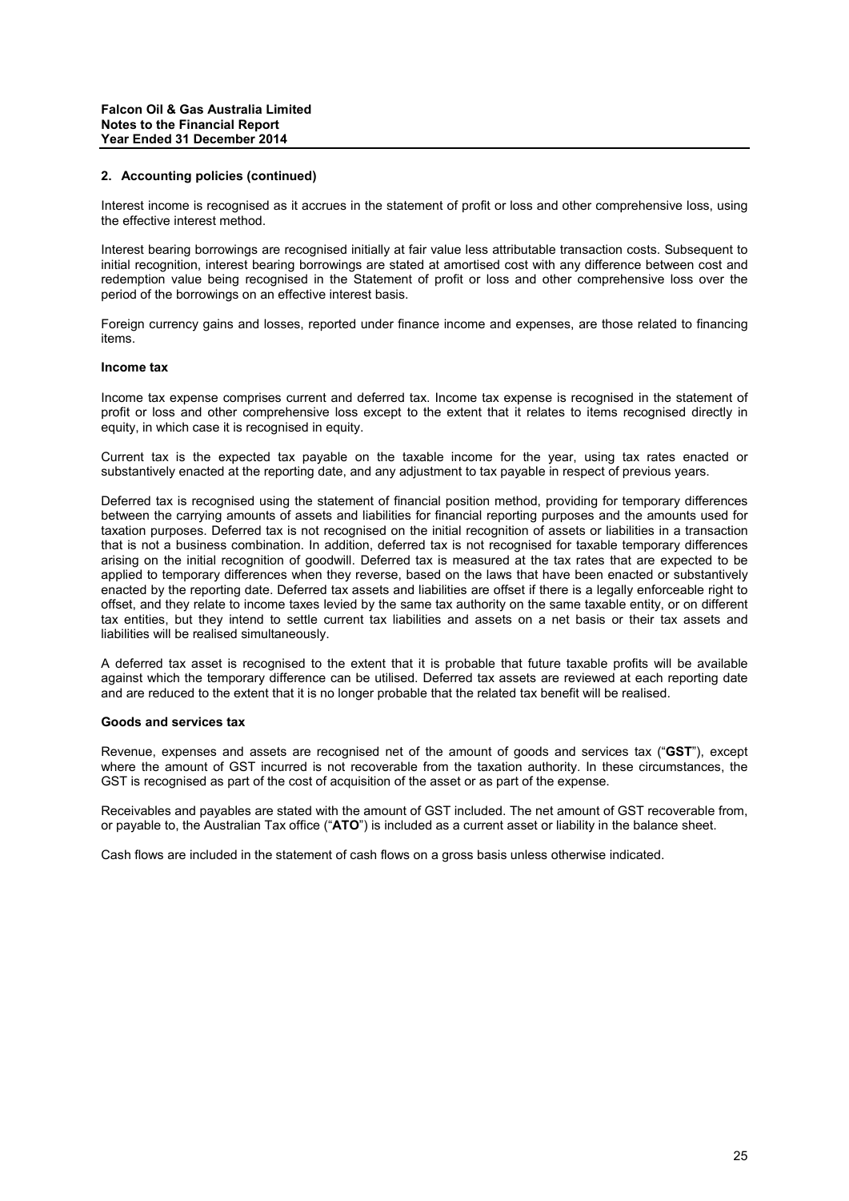## 2. Accounting policies (continued)

Interest income is recognised as it accrues in the statement of profit or loss and other comprehensive loss, using the effective interest method.

Interest bearing borrowings are recognised initially at fair value less attributable transaction costs. Subsequent to initial recognition, interest bearing borrowings are stated at amortised cost with any difference between cost and redemption value being recognised in the Statement of profit or loss and other comprehensive loss over the period of the borrowings on an effective interest basis.

Foreign currency gains and losses, reported under finance income and expenses, are those related to financing items.

### Income tax

Income tax expense comprises current and deferred tax. Income tax expense is recognised in the statement of profit or loss and other comprehensive loss except to the extent that it relates to items recognised directly in equity, in which case it is recognised in equity.

Current tax is the expected tax payable on the taxable income for the year, using tax rates enacted or substantively enacted at the reporting date, and any adjustment to tax payable in respect of previous years.

Deferred tax is recognised using the statement of financial position method, providing for temporary differences between the carrying amounts of assets and liabilities for financial reporting purposes and the amounts used for taxation purposes. Deferred tax is not recognised on the initial recognition of assets or liabilities in a transaction that is not a business combination. In addition, deferred tax is not recognised for taxable temporary differences arising on the initial recognition of goodwill. Deferred tax is measured at the tax rates that are expected to be applied to temporary differences when they reverse, based on the laws that have been enacted or substantively enacted by the reporting date. Deferred tax assets and liabilities are offset if there is a legally enforceable right to offset, and they relate to income taxes levied by the same tax authority on the same taxable entity, or on different tax entities, but they intend to settle current tax liabilities and assets on a net basis or their tax assets and liabilities will be realised simultaneously.

A deferred tax asset is recognised to the extent that it is probable that future taxable profits will be available against which the temporary difference can be utilised. Deferred tax assets are reviewed at each reporting date and are reduced to the extent that it is no longer probable that the related tax benefit will be realised.

### Goods and services tax

Revenue, expenses and assets are recognised net of the amount of goods and services tax ("**GST**"), except where the amount of GST incurred is not recoverable from the taxation authority. In these circumstances, the GST is recognised as part of the cost of acquisition of the asset or as part of the expense.

Receivables and payables are stated with the amount of GST included. The net amount of GST recoverable from, or payable to, the Australian Tax office ("**ATO**") is included as a current asset or liability in the balance sheet.

Cash flows are included in the statement of cash flows on a gross basis unless otherwise indicated.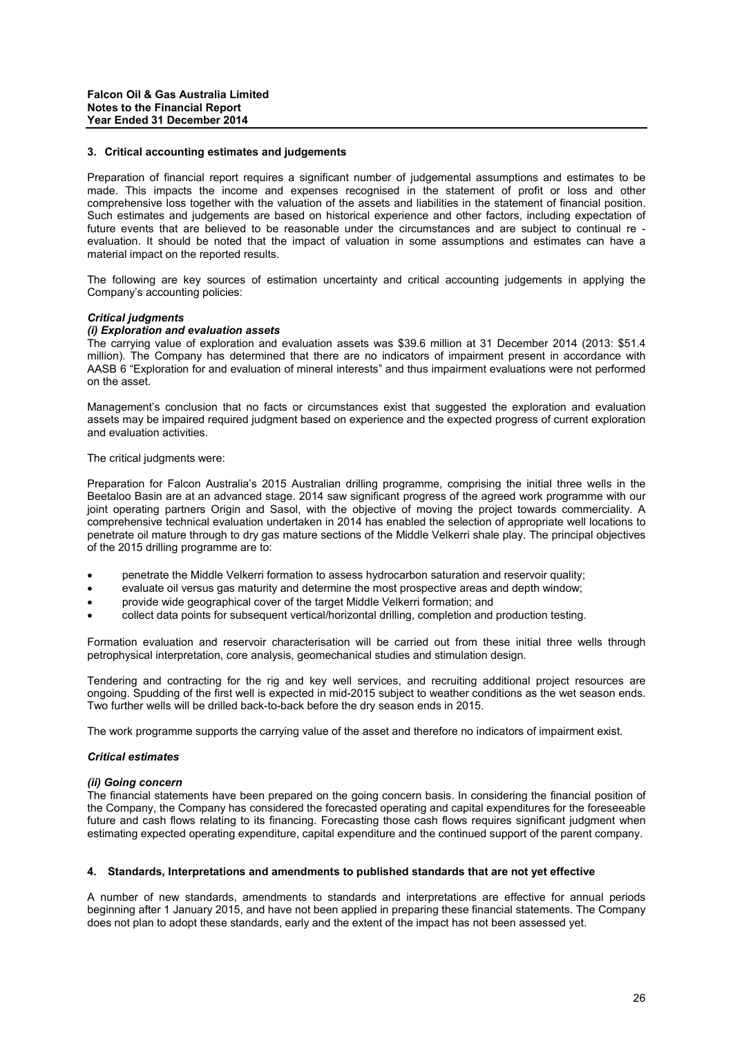## 3. Critical accounting estimates and judgements

Preparation of financial report requires a significant number of judgemental assumptions and estimates to be made. This impacts the income and expenses recognised in the statement of profit or loss and other comprehensive loss together with the valuation of the assets and liabilities in the statement of financial position. Such estimates and judgements are based on historical experience and other factors, including expectation of future events that are believed to be reasonable under the circumstances and are subject to continual re - evaluation. It should be noted that the impact of valuation in some assumptions and estimates can have a material impact on the reported results.

The following are key sources of estimation uncertainty and critical accounting judgements in applying the Company's accounting policies:

### *Critical judgments*

#### *(i) Exploration and evaluation assets*

The carrying value of exploration and evaluation assets was $39.6 million at 31 December 2014 (2013: $51.4 million). The Company has determined that there are no indicators of impairment present in accordance with AASB 6 "Exploration for and evaluation of mineral interests" and thus impairment evaluations were not performed on the asset.

Management's conclusion that no facts or circumstances exist that suggested the exploration and evaluation assets may be impaired required judgment based on experience and the expected progress of current exploration and evaluation activities.

The critical judgments were:

Preparation for Falcon Australia's 2015 Australian drilling programme, comprising the initial three wells in the Beetaloo Basin are at an advanced stage. 2014 saw significant progress of the agreed work programme with our joint operating partners Origin and Sasol, with the objective of moving the project towards commerciality. A comprehensive technical evaluation undertaken in 2014 has enabled the selection of appropriate well locations to penetrate oil mature through to dry gas mature sections of the Middle Velkerri shale play. The principal objectives of the 2015 drilling programme are to:

- penetrate the Middle Velkerri formation to assess hydrocarbon saturation and reservoir quality;
- evaluate oil versus gas maturity and determine the most prospective areas and depth window;
- provide wide geographical cover of the target Middle Velkerri formation; and
- collect data points for subsequent vertical/horizontal drilling, completion and production testing.

Formation evaluation and reservoir characterisation will be carried out from these initial three wells through petrophysical interpretation, core analysis, geomechanical studies and stimulation design.

Tendering and contracting for the rig and key well services, and recruiting additional project resources are ongoing. Spudding of the first well is expected in mid-2015 subject to weather conditions as the wet season ends. Two further wells will be drilled back-to-back before the dry season ends in 2015.

The work programme supports the carrying value of the asset and therefore no indicators of impairment exist.

### *Critical estimates*

#### *(ii) Going concern*

The financial statements have been prepared on the going concern basis. In considering the financial position of the Company, the Company has considered the forecasted operating and capital expenditures for the foreseeable future and cash flows relating to its financing. Forecasting those cash flows requires significant judgment when estimating expected operating expenditure, capital expenditure and the continued support of the parent company.

## 4. Standards, Interpretations and amendments to published standards that are not yet effective

A number of new standards, amendments to standards and interpretations are effective for annual periods beginning after 1 January 2015, and have not been applied in preparing these financial statements. The Company does not plan to adopt these standards, early and the extent of the impact has not been assessed yet.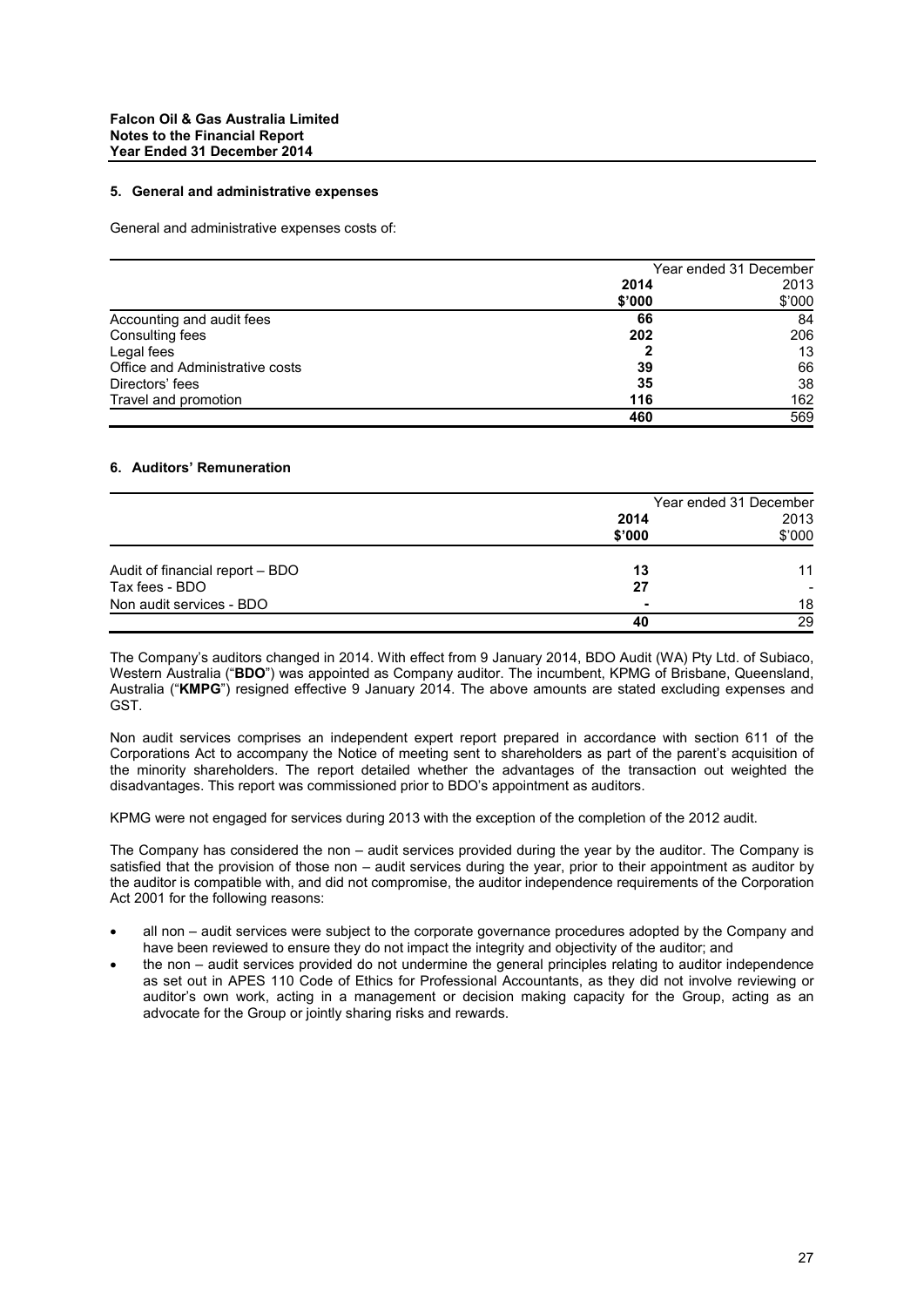## 5. General and administrative expenses

General and administrative expenses costs of:

| | Year ended 31 December | |
|---|---|---|
| | **2014** | 2013 |
| | **$'000** | $'000 |
| Accounting and audit fees | **66** | 84 |
| Consulting fees | **202** | 206 |
| Legal fees | **2** | 13 |
| Office and Administrative costs | **39** | 66 |
| Directors' fees | **35** | 38 |
| Travel and promotion | **116** | 162 |
| | **460** | 569 |

## 6. Auditors' Remuneration

| | Year ended 31 December | |
|---|---|---|
| | **2014** | 2013 |
| | **$'000** | $'000 |
| Audit of financial report – BDO | **13** | 11 |
| Tax fees - BDO | **27** | - |
| Non audit services - BDO | **-** | 18 |
| | **40** | 29 |

The Company's auditors changed in 2014. With effect from 9 January 2014, BDO Audit (WA) Pty Ltd. of Subiaco, Western Australia ("**BDO**") was appointed as Company auditor. The incumbent, KPMG of Brisbane, Queensland, Australia ("**KMPG**") resigned effective 9 January 2014. The above amounts are stated excluding expenses and GST.

Non audit services comprises an independent expert report prepared in accordance with section 611 of the Corporations Act to accompany the Notice of meeting sent to shareholders as part of the parent's acquisition of the minority shareholders. The report detailed whether the advantages of the transaction out weighted the disadvantages. This report was commissioned prior to BDO's appointment as auditors.

KPMG were not engaged for services during 2013 with the exception of the completion of the 2012 audit.

The Company has considered the non – audit services provided during the year by the auditor. The Company is satisfied that the provision of those non – audit services during the year, prior to their appointment as auditor by the auditor is compatible with, and did not compromise, the auditor independence requirements of the Corporation Act 2001 for the following reasons:

- all non – audit services were subject to the corporate governance procedures adopted by the Company and have been reviewed to ensure they do not impact the integrity and objectivity of the auditor; and
- the non – audit services provided do not undermine the general principles relating to auditor independence as set out in APES 110 Code of Ethics for Professional Accountants, as they did not involve reviewing or auditor's own work, acting in a management or decision making capacity for the Group, acting as an advocate for the Group or jointly sharing risks and rewards.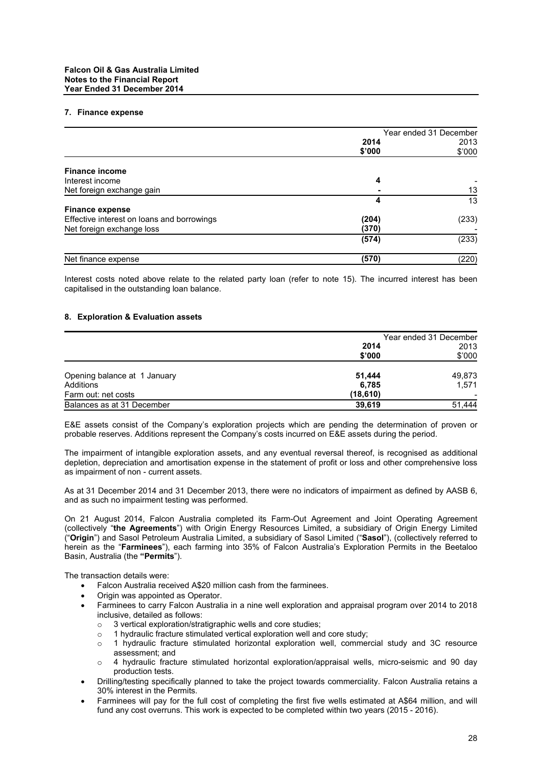## 7. Finance expense

| | Year ended 31 December | |
|---|---|---|
| | **2014** | 2013 |
| | **$'000** | $'000 |
| **Finance income** | | |
| Interest income | **4** | - |
| Net foreign exchange gain | **-** | 13 |
| | **4** | 13 |
| **Finance expense** | | |
| Effective interest on loans and borrowings | **(204)** | (233) |
| Net foreign exchange loss | **(370)** | - |
| | **(574)** | (233) |
| Net finance expense | **(570)** | (220) |

Interest costs noted above relate to the related party loan (refer to note 15). The incurred interest has been capitalised in the outstanding loan balance.

## 8. Exploration & Evaluation assets

| | Year ended 31 December | |
|---|---|---|
| | **2014** | 2013 |
| | **$'000** | $'000 |
| Opening balance at 1 January | **51,444** | 49,873 |
| Additions | **6,785** | 1,571 |
| Farm out: net costs | **(18,610)** | - |
| Balances as at 31 December | **39,619** | 51,444 |

E&E assets consist of the Company's exploration projects which are pending the determination of proven or probable reserves. Additions represent the Company's costs incurred on E&E assets during the period.

The impairment of intangible exploration assets, and any eventual reversal thereof, is recognised as additional depletion, depreciation and amortisation expense in the statement of profit or loss and other comprehensive loss as impairment of non - current assets.

As at 31 December 2014 and 31 December 2013, there were no indicators of impairment as defined by AASB 6, and as such no impairment testing was performed.

On 21 August 2014, Falcon Australia completed its Farm-Out Agreement and Joint Operating Agreement (collectively "**the Agreements**") with Origin Energy Resources Limited, a subsidiary of Origin Energy Limited ("**Origin**") and Sasol Petroleum Australia Limited, a subsidiary of Sasol Limited ("**Sasol**"), (collectively referred to herein as the "**Farminees**"), each farming into 35% of Falcon Australia's Exploration Permits in the Beetaloo Basin, Australia (the **"Permits**").

The transaction details were:

- Falcon Australia received A$20 million cash from the farminees.
- Origin was appointed as Operator.
- Farminees to carry Falcon Australia in a nine well exploration and appraisal program over 2014 to 2018 inclusive, detailed as follows:
  - 3 vertical exploration/stratigraphic wells and core studies;
  - 1 hydraulic fracture stimulated vertical exploration well and core study;
  - 1 hydraulic fracture stimulated horizontal exploration well, commercial study and 3C resource assessment; and
  - 4 hydraulic fracture stimulated horizontal exploration/appraisal wells, micro-seismic and 90 day production tests.
- Drilling/testing specifically planned to take the project towards commerciality. Falcon Australia retains a 30% interest in the Permits.
- Farminees will pay for the full cost of completing the first five wells estimated at A$64 million, and will fund any cost overruns. This work is expected to be completed within two years (2015 - 2016).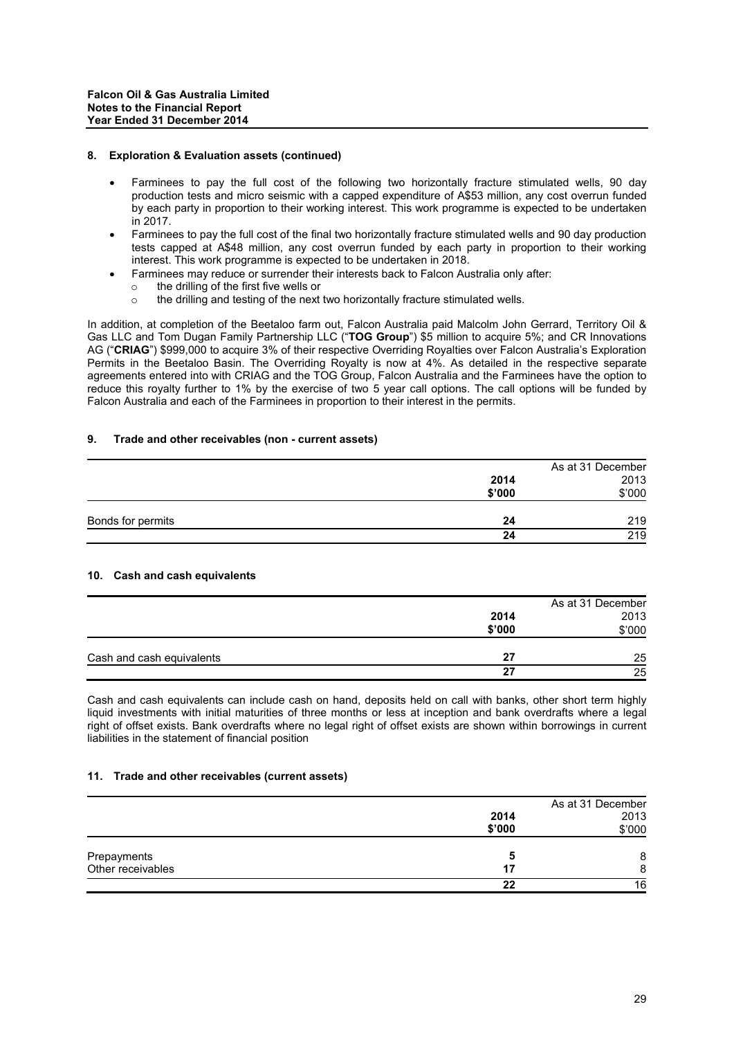## 8. Exploration & Evaluation assets (continued)

- Farminees to pay the full cost of the following two horizontally fracture stimulated wells, 90 day production tests and micro seismic with a capped expenditure of A$53 million, any cost overrun funded by each party in proportion to their working interest. This work programme is expected to be undertaken in 2017.
- Farminees to pay the full cost of the final two horizontally fracture stimulated wells and 90 day production tests capped at A$48 million, any cost overrun funded by each party in proportion to their working interest. This work programme is expected to be undertaken in 2018.
- Farminees may reduce or surrender their interests back to Falcon Australia only after:
  - the drilling of the first five wells or
  - the drilling and testing of the next two horizontally fracture stimulated wells.

In addition, at completion of the Beetaloo farm out, Falcon Australia paid Malcolm John Gerrard, Territory Oil & Gas LLC and Tom Dugan Family Partnership LLC ("**TOG Group**") $5 million to acquire 5%; and CR Innovations AG ("**CRIAG**") $999,000 to acquire 3% of their respective Overriding Royalties over Falcon Australia's Exploration Permits in the Beetaloo Basin. The Overriding Royalty is now at 4%. As detailed in the respective separate agreements entered into with CRIAG and the TOG Group, Falcon Australia and the Farminees have the option to reduce this royalty further to 1% by the exercise of two 5 year call options. The call options will be funded by Falcon Australia and each of the Farminees in proportion to their interest in the permits.

## 9. Trade and other receivables (non - current assets)

| | As at 31 December | |
|---|---|---|
| | **2014** | 2013 |
| | **$'000** | $'000 |
| Bonds for permits | **24** | 219 |
| | **24** | 219 |

## 10. Cash and cash equivalents

| | As at 31 December | |
|---|---|---|
| | **2014** | 2013 |
| | **$'000** | $'000 |
| Cash and cash equivalents | **27** | 25 |
| | **27** | 25 |

Cash and cash equivalents can include cash on hand, deposits held on call with banks, other short term highly liquid investments with initial maturities of three months or less at inception and bank overdrafts where a legal right of offset exists. Bank overdrafts where no legal right of offset exists are shown within borrowings in current liabilities in the statement of financial position

## 11. Trade and other receivables (current assets)

| | As at 31 December | |
|---|---|---|
| | **2014** | 2013 |
| | **$'000** | $'000 |
| Prepayments | **5** | 8 |
| Other receivables | **17** | 8 |
| | **22** | 16 |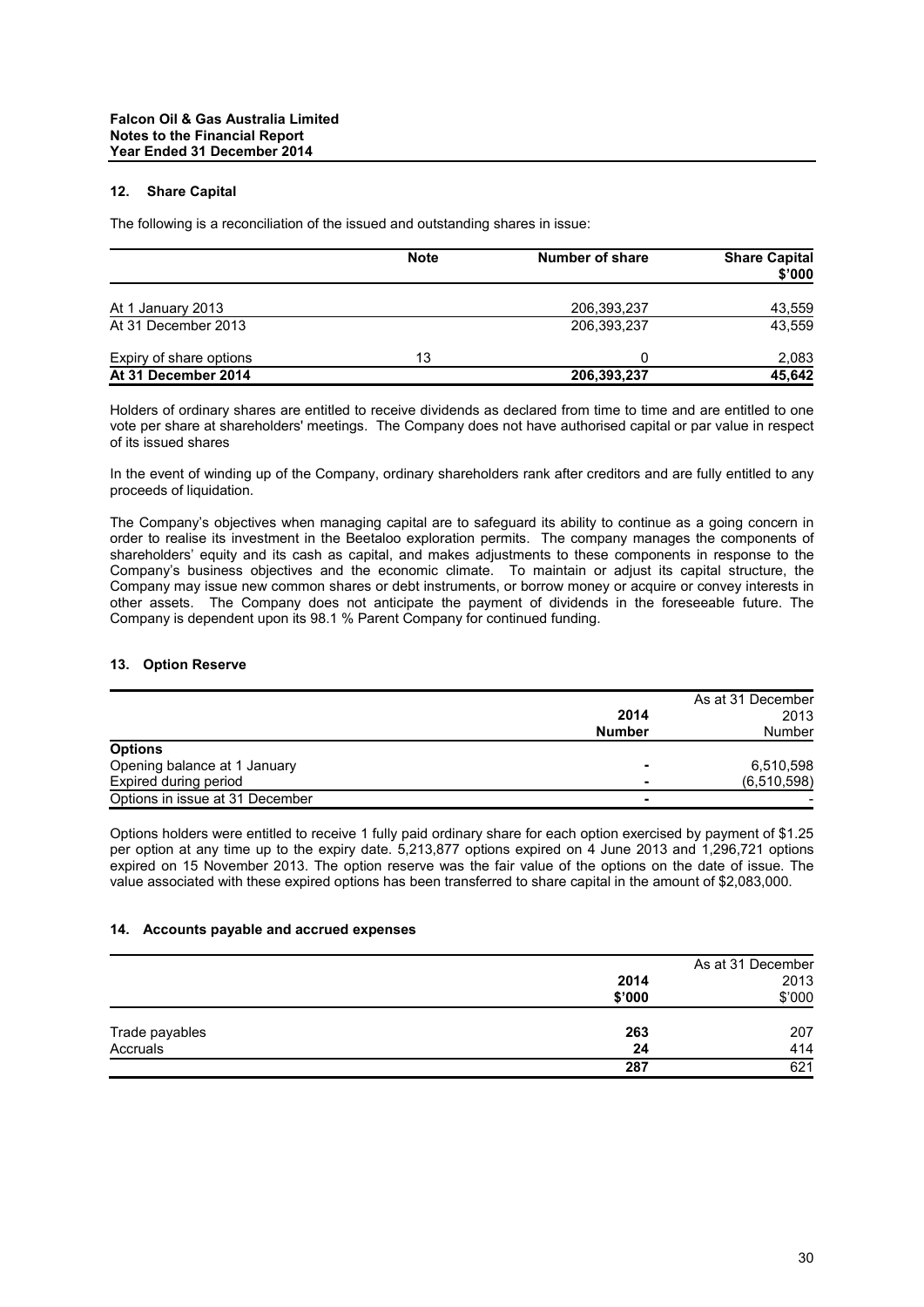## 12. Share Capital

The following is a reconciliation of the issued and outstanding shares in issue:

| | Note | Number of share | Share Capital $'000 |
|---|---|---|---|
| At 1 January 2013 | | 206,393,237 | 43,559 |
| At 31 December 2013 | | 206,393,237 | 43,559 |
| Expiry of share options | 13 | 0 | 2,083 |
| **At 31 December 2014** | | **206,393,237** | **45,642** |

Holders of ordinary shares are entitled to receive dividends as declared from time to time and are entitled to one vote per share at shareholders' meetings. The Company does not have authorised capital or par value in respect of its issued shares

In the event of winding up of the Company, ordinary shareholders rank after creditors and are fully entitled to any proceeds of liquidation.

The Company's objectives when managing capital are to safeguard its ability to continue as a going concern in order to realise its investment in the Beetaloo exploration permits. The company manages the components of shareholders' equity and its cash as capital, and makes adjustments to these components in response to the Company's business objectives and the economic climate. To maintain or adjust its capital structure, the Company may issue new common shares or debt instruments, or borrow money or acquire or convey interests in other assets. The Company does not anticipate the payment of dividends in the foreseeable future. The Company is dependent upon its 98.1 % Parent Company for continued funding.

## 13. Option Reserve

| | As at 31 December | |
|---|---|---|
| | **2014** | 2013 |
| | **Number** | Number |
| **Options** | | |
| Opening balance at 1 January | **-** | 6,510,598 |
| Expired during period | **-** | (6,510,598) |
| Options in issue at 31 December | **-** | - |

Options holders were entitled to receive 1 fully paid ordinary share for each option exercised by payment of $1.25 per option at any time up to the expiry date. 5,213,877 options expired on 4 June 2013 and 1,296,721 options expired on 15 November 2013. The option reserve was the fair value of the options on the date of issue. The value associated with these expired options has been transferred to share capital in the amount of $2,083,000.

## 14. Accounts payable and accrued expenses

| | As at 31 December | |
|---|---|---|
| | **2014** | 2013 |
| | **$'000** | $'000 |
| Trade payables | **263** | 207 |
| Accruals | **24** | 414 |
| | **287** | 621 |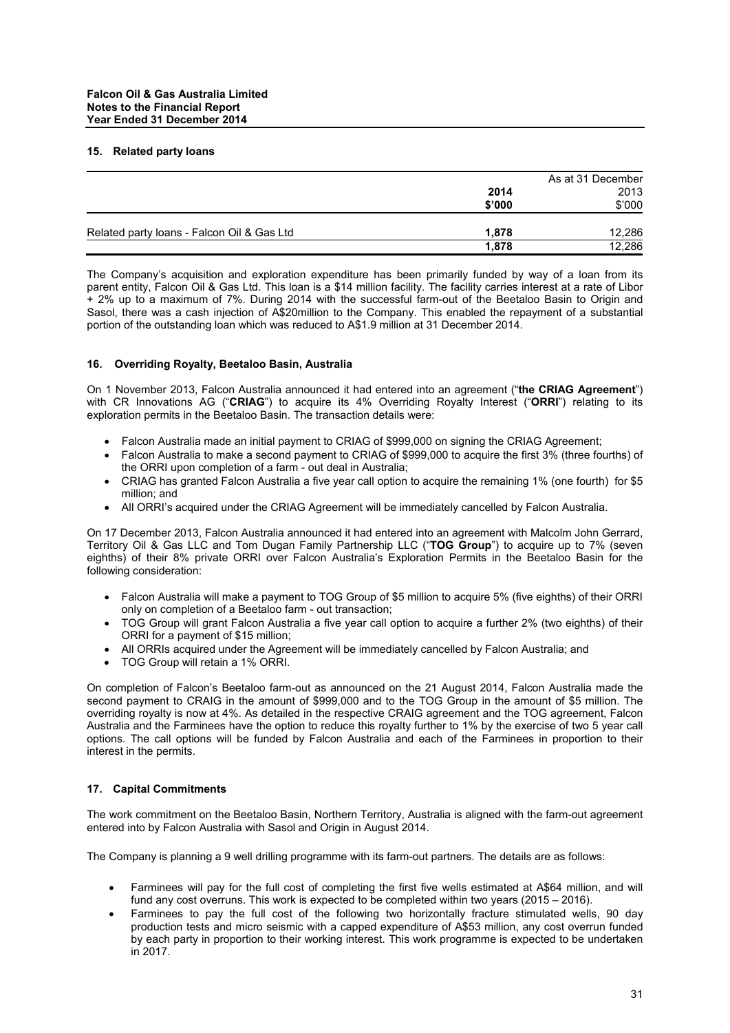## 15. Related party loans

| | | As at 31 December |
|---|---|---|
| | **2014** | 2013 |
| | **$'000** | $'000 |
| Related party loans - Falcon Oil & Gas Ltd | **1,878** | 12,286 |
| | **1,878** | 12,286 |

The Company's acquisition and exploration expenditure has been primarily funded by way of a loan from its parent entity, Falcon Oil & Gas Ltd. This loan is a $14 million facility. The facility carries interest at a rate of Libor + 2% up to a maximum of 7%. During 2014 with the successful farm-out of the Beetaloo Basin to Origin and Sasol, there was a cash injection of A$20million to the Company. This enabled the repayment of a substantial portion of the outstanding loan which was reduced to A$1.9 million at 31 December 2014.

## 16. Overriding Royalty, Beetaloo Basin, Australia

On 1 November 2013, Falcon Australia announced it had entered into an agreement ("**the CRIAG Agreement**") with CR Innovations AG ("**CRIAG**") to acquire its 4% Overriding Royalty Interest ("**ORRI**") relating to its exploration permits in the Beetaloo Basin. The transaction details were:

- Falcon Australia made an initial payment to CRIAG of $999,000 on signing the CRIAG Agreement;
- Falcon Australia to make a second payment to CRIAG of $999,000 to acquire the first 3% (three fourths) of the ORRI upon completion of a farm - out deal in Australia;
- CRIAG has granted Falcon Australia a five year call option to acquire the remaining 1% (one fourth) for $5 million; and
- All ORRI's acquired under the CRIAG Agreement will be immediately cancelled by Falcon Australia.

On 17 December 2013, Falcon Australia announced it had entered into an agreement with Malcolm John Gerrard, Territory Oil & Gas LLC and Tom Dugan Family Partnership LLC ("**TOG Group**") to acquire up to 7% (seven eighths) of their 8% private ORRI over Falcon Australia's Exploration Permits in the Beetaloo Basin for the following consideration:

- Falcon Australia will make a payment to TOG Group of $5 million to acquire 5% (five eighths) of their ORRI only on completion of a Beetaloo farm - out transaction;
- TOG Group will grant Falcon Australia a five year call option to acquire a further 2% (two eighths) of their ORRI for a payment of $15 million;
- All ORRIs acquired under the Agreement will be immediately cancelled by Falcon Australia; and
- TOG Group will retain a 1% ORRI.

On completion of Falcon's Beetaloo farm-out as announced on the 21 August 2014, Falcon Australia made the second payment to CRAIG in the amount of $999,000 and to the TOG Group in the amount of $5 million. The overriding royalty is now at 4%. As detailed in the respective CRAIG agreement and the TOG agreement, Falcon Australia and the Farminees have the option to reduce this royalty further to 1% by the exercise of two 5 year call options. The call options will be funded by Falcon Australia and each of the Farminees in proportion to their interest in the permits.

## 17. Capital Commitments

The work commitment on the Beetaloo Basin, Northern Territory, Australia is aligned with the farm-out agreement entered into by Falcon Australia with Sasol and Origin in August 2014.

The Company is planning a 9 well drilling programme with its farm-out partners. The details are as follows:

- Farminees will pay for the full cost of completing the first five wells estimated at A$64 million, and will fund any cost overruns. This work is expected to be completed within two years (2015 – 2016).
- Farminees to pay the full cost of the following two horizontally fracture stimulated wells, 90 day production tests and micro seismic with a capped expenditure of A$53 million, any cost overrun funded by each party in proportion to their working interest. This work programme is expected to be undertaken in 2017.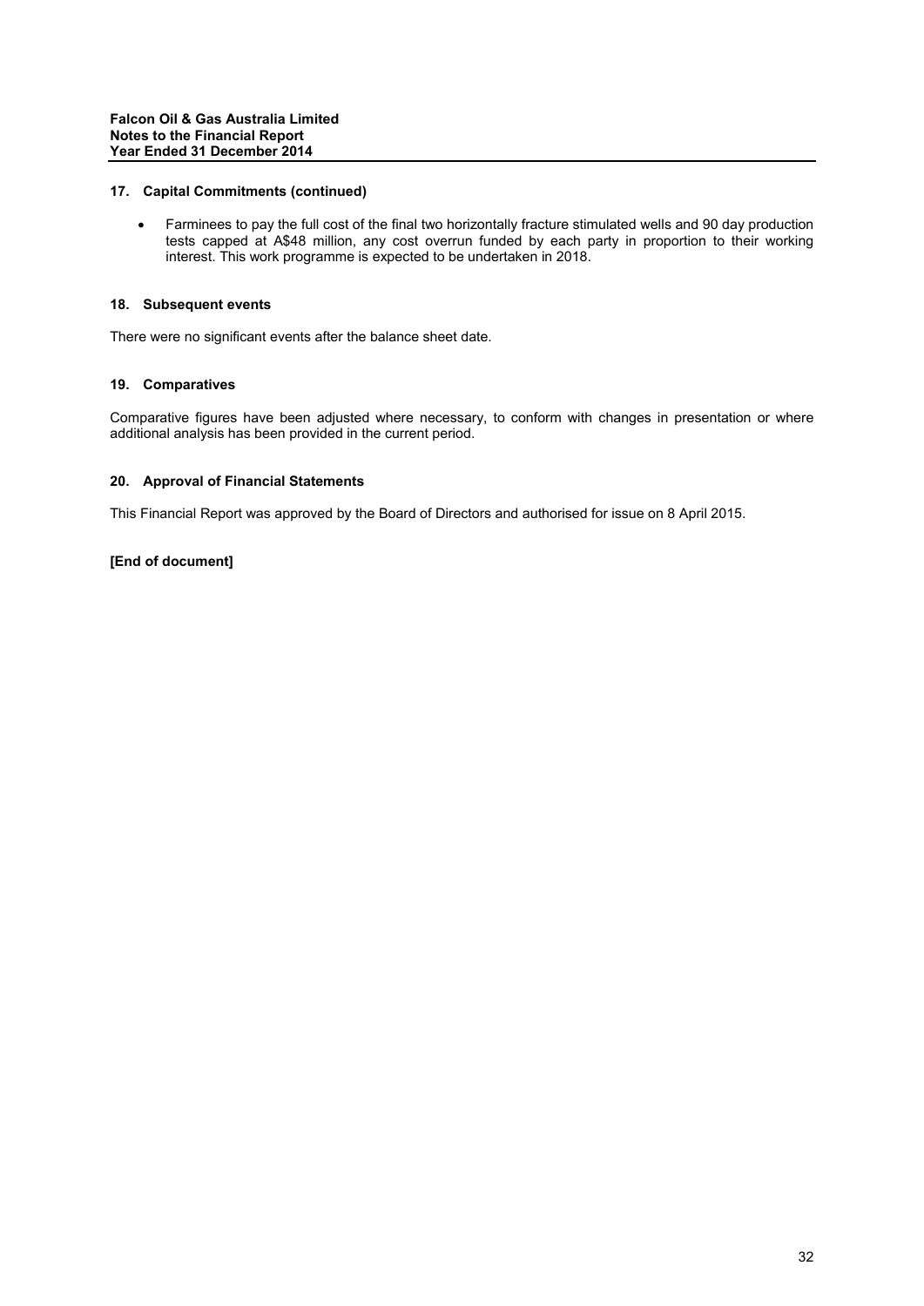### 17. Capital Commitments (continued)

- Farminees to pay the full cost of the final two horizontally fracture stimulated wells and 90 day production tests capped at A$48 million, any cost overrun funded by each party in proportion to their working interest. This work programme is expected to be undertaken in 2018.

### 18. Subsequent events

There were no significant events after the balance sheet date.

### 19. Comparatives

Comparative figures have been adjusted where necessary, to conform with changes in presentation or where additional analysis has been provided in the current period.

### 20. Approval of Financial Statements

This Financial Report was approved by the Board of Directors and authorised for issue on 8 April 2015.

**[End of document]**